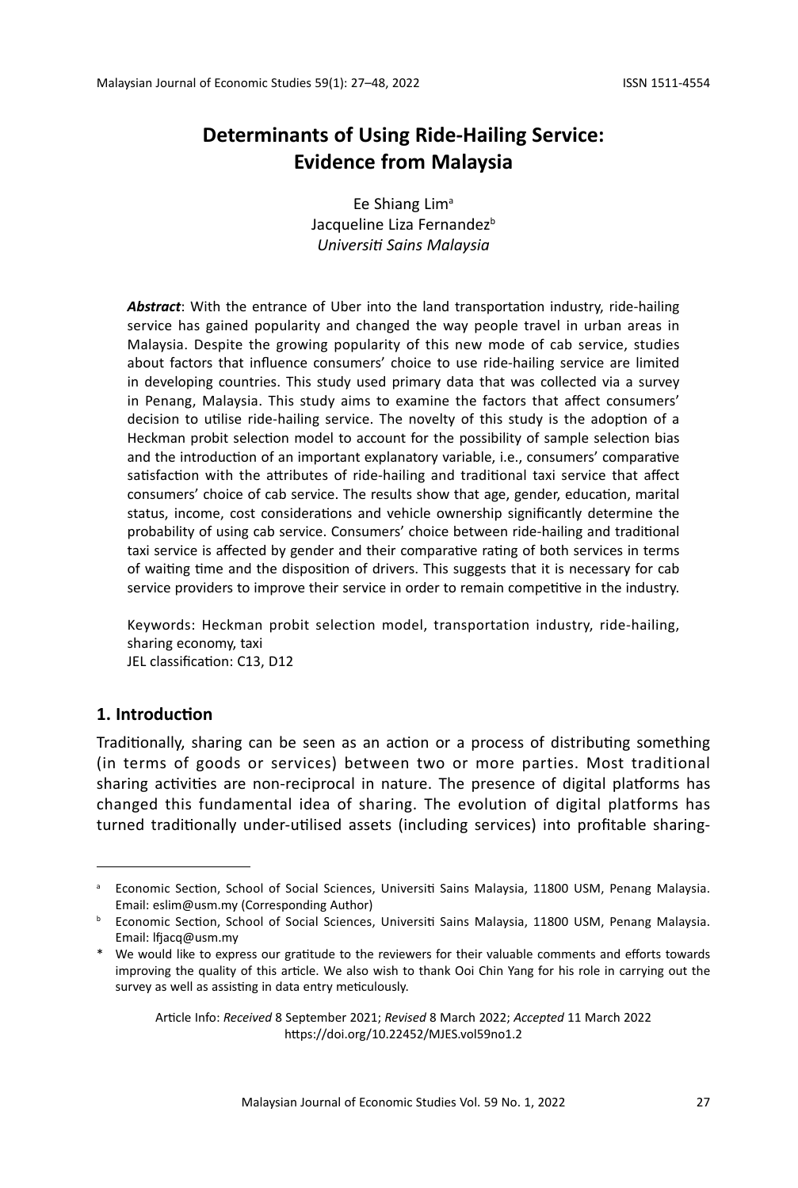# Determinants of Using Ride-Hailing Service: Evidence from Malaysia

Ee Shiang Lim[a]
Jacqueline Liza Fernandez[b]
*Universiti Sains Malaysia*

***Abstract***: With the entrance of Uber into the land transportation industry, ride-hailing service has gained popularity and changed the way people travel in urban areas in Malaysia. Despite the growing popularity of this new mode of cab service, studies about factors that influence consumers' choice to use ride-hailing service are limited in developing countries. This study used primary data that was collected via a survey in Penang, Malaysia. This study aims to examine the factors that affect consumers' decision to utilise ride-hailing service. The novelty of this study is the adoption of a Heckman probit selection model to account for the possibility of sample selection bias and the introduction of an important explanatory variable, i.e., consumers' comparative satisfaction with the attributes of ride-hailing and traditional taxi service that affect consumers' choice of cab service. The results show that age, gender, education, marital status, income, cost considerations and vehicle ownership significantly determine the probability of using cab service. Consumers' choice between ride-hailing and traditional taxi service is affected by gender and their comparative rating of both services in terms of waiting time and the disposition of drivers. This suggests that it is necessary for cab service providers to improve their service in order to remain competitive in the industry.

Keywords: Heckman probit selection model, transportation industry, ride-hailing, sharing economy, taxi
JEL classification: C13, D12

## 1. Introduction

Traditionally, sharing can be seen as an action or a process of distributing something (in terms of goods or services) between two or more parties. Most traditional sharing activities are non-reciprocal in nature. The presence of digital platforms has changed this fundamental idea of sharing. The evolution of digital platforms has turned traditionally under-utilised assets (including services) into profitable sharing-

---

[a] Economic Section, School of Social Sciences, Universiti Sains Malaysia, 11800 USM, Penang Malaysia. Email: eslim@usm.my (Corresponding Author)

[b] Economic Section, School of Social Sciences, Universiti Sains Malaysia, 11800 USM, Penang Malaysia. Email: lfjacq@usm.my

* We would like to express our gratitude to the reviewers for their valuable comments and efforts towards improving the quality of this article. We also wish to thank Ooi Chin Yang for his role in carrying out the survey as well as assisting in data entry meticulously.

Article Info: *Received* 8 September 2021; *Revised* 8 March 2022; *Accepted* 11 March 2022
https://doi.org/10.22452/MJES.vol59no1.2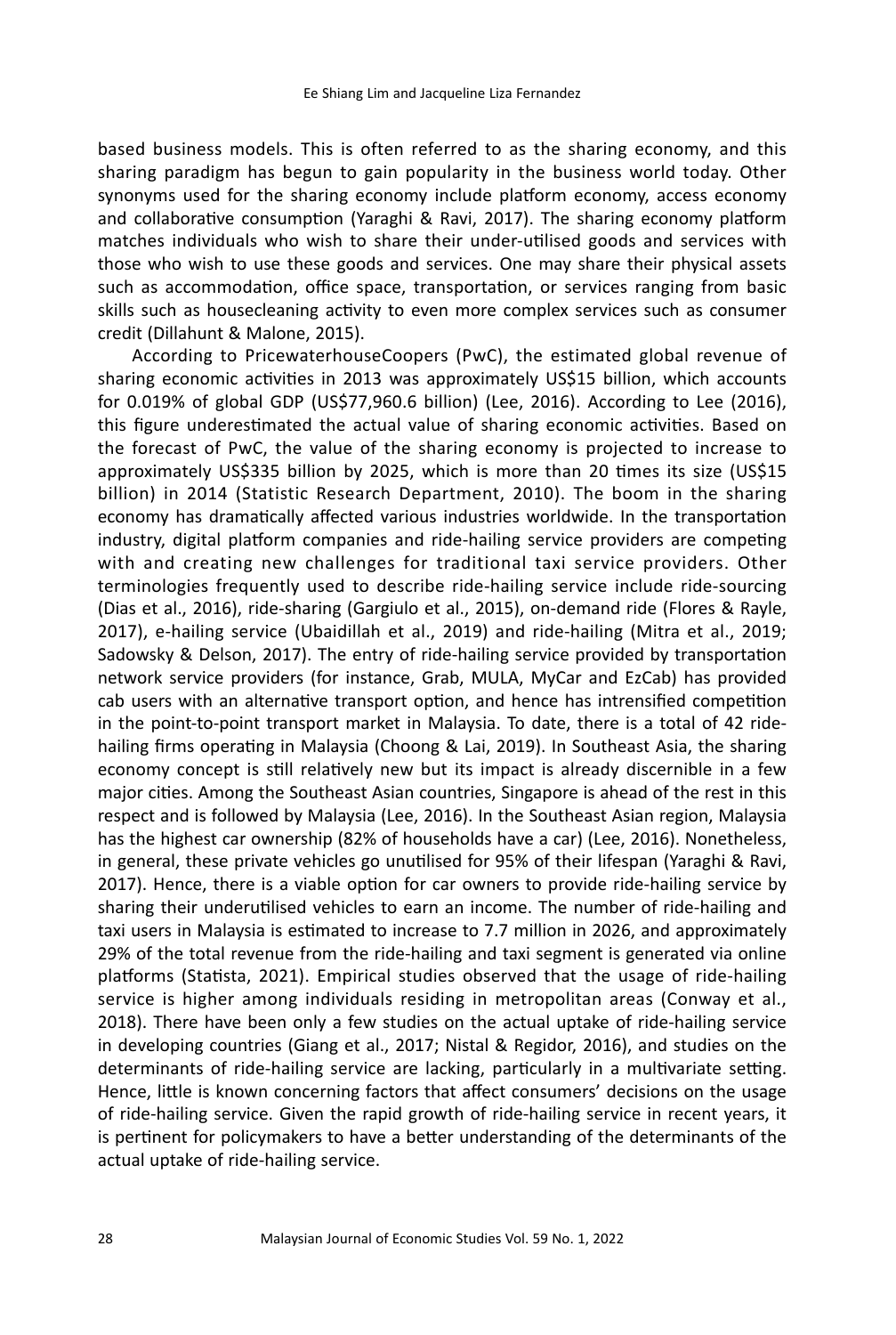based business models. This is often referred to as the sharing economy, and this sharing paradigm has begun to gain popularity in the business world today. Other synonyms used for the sharing economy include platform economy, access economy and collaborative consumption (Yaraghi & Ravi, 2017). The sharing economy platform matches individuals who wish to share their under-utilised goods and services with those who wish to use these goods and services. One may share their physical assets such as accommodation, office space, transportation, or services ranging from basic skills such as housecleaning activity to even more complex services such as consumer credit (Dillahunt & Malone, 2015).

According to PricewaterhouseCoopers (PwC), the estimated global revenue of sharing economic activities in 2013 was approximately US$15 billion, which accounts for 0.019% of global GDP (US$77,960.6 billion) (Lee, 2016). According to Lee (2016), this figure underestimated the actual value of sharing economic activities. Based on the forecast of PwC, the value of the sharing economy is projected to increase to approximately US$335 billion by 2025, which is more than 20 times its size (US$15 billion) in 2014 (Statistic Research Department, 2010). The boom in the sharing economy has dramatically affected various industries worldwide. In the transportation industry, digital platform companies and ride-hailing service providers are competing with and creating new challenges for traditional taxi service providers. Other terminologies frequently used to describe ride-hailing service include ride-sourcing (Dias et al., 2016), ride-sharing (Gargiulo et al., 2015), on-demand ride (Flores & Rayle, 2017), e-hailing service (Ubaidillah et al., 2019) and ride-hailing (Mitra et al., 2019; Sadowsky & Delson, 2017). The entry of ride-hailing service provided by transportation network service providers (for instance, Grab, MULA, MyCar and EzCab) has provided cab users with an alternative transport option, and hence has intensified competition in the point-to-point transport market in Malaysia. To date, there is a total of 42 ride-hailing firms operating in Malaysia (Choong & Lai, 2019). In Southeast Asia, the sharing economy concept is still relatively new but its impact is already discernible in a few major cities. Among the Southeast Asian countries, Singapore is ahead of the rest in this respect and is followed by Malaysia (Lee, 2016). In the Southeast Asian region, Malaysia has the highest car ownership (82% of households have a car) (Lee, 2016). Nonetheless, in general, these private vehicles go unutilised for 95% of their lifespan (Yaraghi & Ravi, 2017). Hence, there is a viable option for car owners to provide ride-hailing service by sharing their underutilised vehicles to earn an income. The number of ride-hailing and taxi users in Malaysia is estimated to increase to 7.7 million in 2026, and approximately 29% of the total revenue from the ride-hailing and taxi segment is generated via online platforms (Statista, 2021). Empirical studies observed that the usage of ride-hailing service is higher among individuals residing in metropolitan areas (Conway et al., 2018). There have been only a few studies on the actual uptake of ride-hailing service in developing countries (Giang et al., 2017; Nistal & Regidor, 2016), and studies on the determinants of ride-hailing service are lacking, particularly in a multivariate setting. Hence, little is known concerning factors that affect consumers' decisions on the usage of ride-hailing service. Given the rapid growth of ride-hailing service in recent years, it is pertinent for policymakers to have a better understanding of the determinants of the actual uptake of ride-hailing service.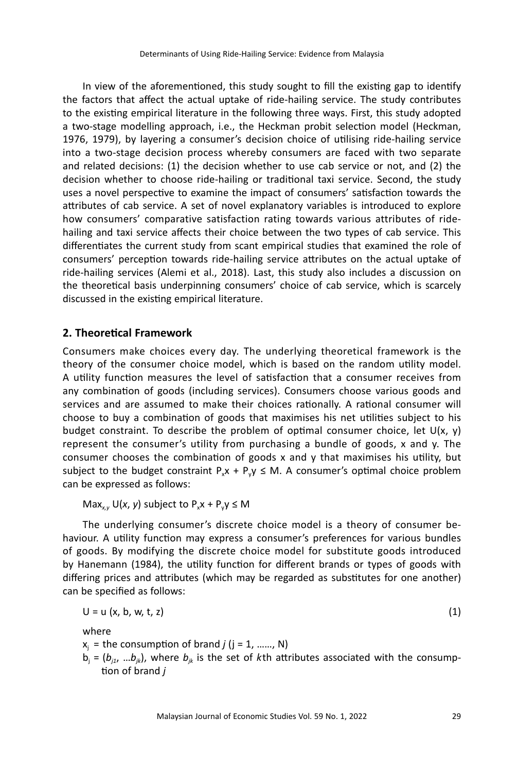In view of the aforementioned, this study sought to fill the existing gap to identify the factors that affect the actual uptake of ride-hailing service. The study contributes to the existing empirical literature in the following three ways. First, this study adopted a two-stage modelling approach, i.e., the Heckman probit selection model (Heckman, 1976, 1979), by layering a consumer's decision choice of utilising ride-hailing service into a two-stage decision process whereby consumers are faced with two separate and related decisions: (1) the decision whether to use cab service or not, and (2) the decision whether to choose ride-hailing or traditional taxi service. Second, the study uses a novel perspective to examine the impact of consumers' satisfaction towards the attributes of cab service. A set of novel explanatory variables is introduced to explore how consumers' comparative satisfaction rating towards various attributes of ride-hailing and taxi service affects their choice between the two types of cab service. This differentiates the current study from scant empirical studies that examined the role of consumers' perception towards ride-hailing service attributes on the actual uptake of ride-hailing services (Alemi et al., 2018). Last, this study also includes a discussion on the theoretical basis underpinning consumers' choice of cab service, which is scarcely discussed in the existing empirical literature.

## 2. Theoretical Framework

Consumers make choices every day. The underlying theoretical framework is the theory of the consumer choice model, which is based on the random utility model. A utility function measures the level of satisfaction that a consumer receives from any combination of goods (including services). Consumers choose various goods and services and are assumed to make their choices rationally. A rational consumer will choose to buy a combination of goods that maximises his net utilities subject to his budget constraint. To describe the problem of optimal consumer choice, let U(x, y) represent the consumer's utility from purchasing a bundle of goods, x and y. The consumer chooses the combination of goods x and y that maximises his utility, but subject to the budget constraint $P_x x + P_y y \leq M$. A consumer's optimal choice problem can be expressed as follows:

$$\text{Max}_{x,y}\ U(x, y) \text{ subject to } P_x x + P_y y \leq M$$

The underlying consumer's discrete choice model is a theory of consumer behaviour. A utility function may express a consumer's preferences for various bundles of goods. By modifying the discrete choice model for substitute goods introduced by Hanemann (1984), the utility function for different brands or types of goods with differing prices and attributes (which may be regarded as substitutes for one another) can be specified as follows:

$$U = u\,(x, b, w, t, z) \tag{1}$$

where

$x_j$ = the consumption of brand $j$ (j = 1, ……, N)

$b_j = (b_{j1}, \ldots b_{jk})$, where $b_{jk}$ is the set of $k$th attributes associated with the consumption of brand $j$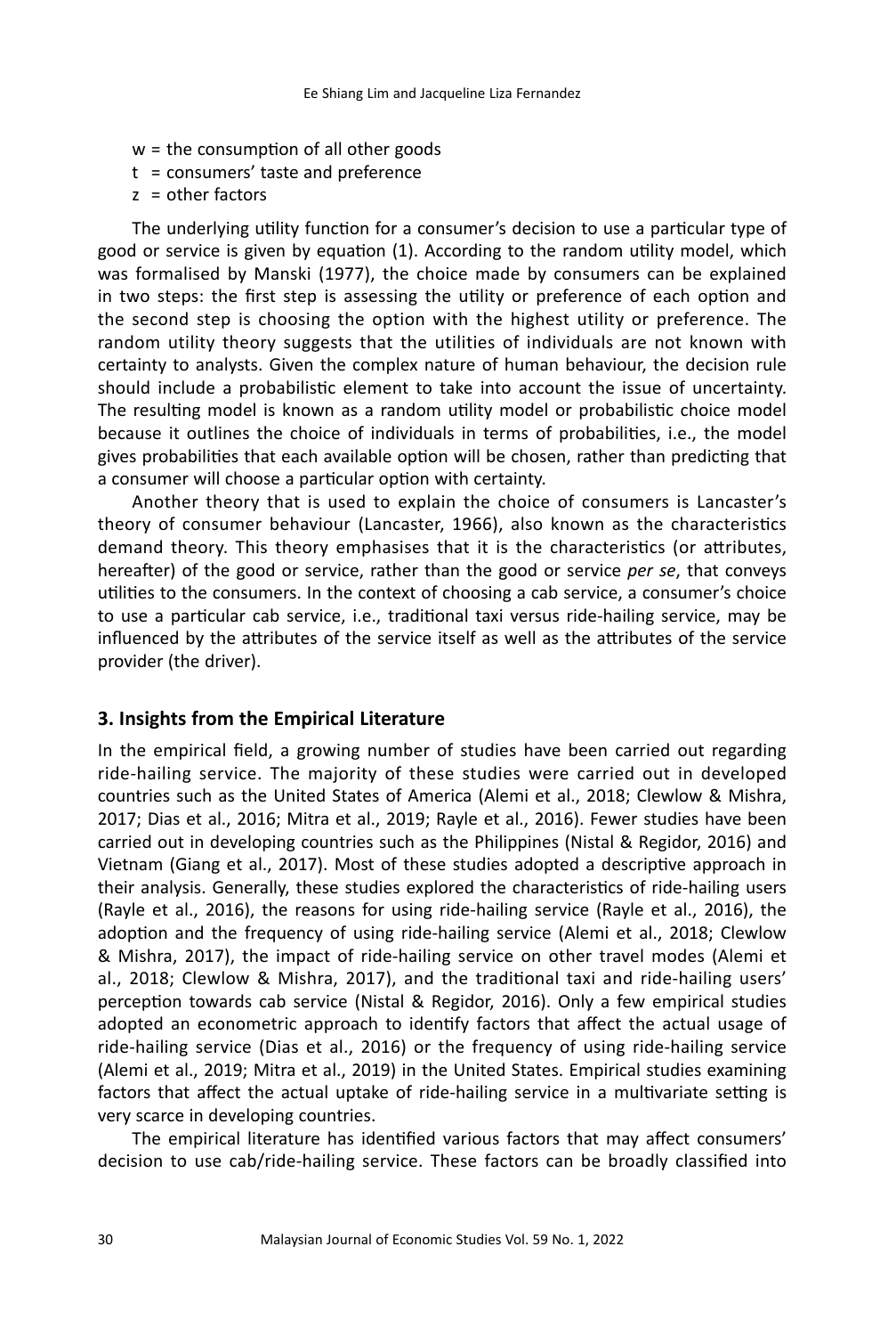- $w$ = the consumption of all other goods
- $t$ = consumers' taste and preference
- $z$ = other factors

The underlying utility function for a consumer's decision to use a particular type of good or service is given by equation (1). According to the random utility model, which was formalised by Manski (1977), the choice made by consumers can be explained in two steps: the first step is assessing the utility or preference of each option and the second step is choosing the option with the highest utility or preference. The random utility theory suggests that the utilities of individuals are not known with certainty to analysts. Given the complex nature of human behaviour, the decision rule should include a probabilistic element to take into account the issue of uncertainty. The resulting model is known as a random utility model or probabilistic choice model because it outlines the choice of individuals in terms of probabilities, i.e., the model gives probabilities that each available option will be chosen, rather than predicting that a consumer will choose a particular option with certainty.

Another theory that is used to explain the choice of consumers is Lancaster's theory of consumer behaviour (Lancaster, 1966), also known as the characteristics demand theory. This theory emphasises that it is the characteristics (or attributes, hereafter) of the good or service, rather than the good or service *per se*, that conveys utilities to the consumers. In the context of choosing a cab service, a consumer's choice to use a particular cab service, i.e., traditional taxi versus ride-hailing service, may be influenced by the attributes of the service itself as well as the attributes of the service provider (the driver).

## 3. Insights from the Empirical Literature

In the empirical field, a growing number of studies have been carried out regarding ride-hailing service. The majority of these studies were carried out in developed countries such as the United States of America (Alemi et al., 2018; Clewlow & Mishra, 2017; Dias et al., 2016; Mitra et al., 2019; Rayle et al., 2016). Fewer studies have been carried out in developing countries such as the Philippines (Nistal & Regidor, 2016) and Vietnam (Giang et al., 2017). Most of these studies adopted a descriptive approach in their analysis. Generally, these studies explored the characteristics of ride-hailing users (Rayle et al., 2016), the reasons for using ride-hailing service (Rayle et al., 2016), the adoption and the frequency of using ride-hailing service (Alemi et al., 2018; Clewlow & Mishra, 2017), the impact of ride-hailing service on other travel modes (Alemi et al., 2018; Clewlow & Mishra, 2017), and the traditional taxi and ride-hailing users' perception towards cab service (Nistal & Regidor, 2016). Only a few empirical studies adopted an econometric approach to identify factors that affect the actual usage of ride-hailing service (Dias et al., 2016) or the frequency of using ride-hailing service (Alemi et al., 2019; Mitra et al., 2019) in the United States. Empirical studies examining factors that affect the actual uptake of ride-hailing service in a multivariate setting is very scarce in developing countries.

The empirical literature has identified various factors that may affect consumers' decision to use cab/ride-hailing service. These factors can be broadly classified into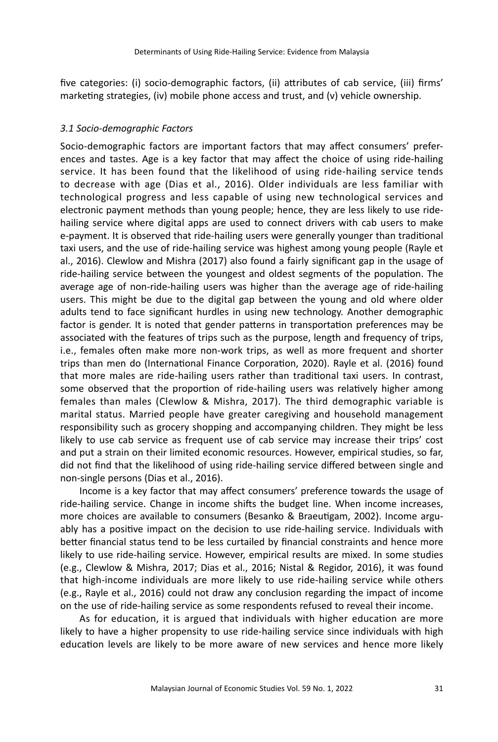five categories: (i) socio-demographic factors, (ii) attributes of cab service, (iii) firms' marketing strategies, (iv) mobile phone access and trust, and (v) vehicle ownership.

### *3.1 Socio-demographic Factors*

Socio-demographic factors are important factors that may affect consumers' preferences and tastes. Age is a key factor that may affect the choice of using ride-hailing service. It has been found that the likelihood of using ride-hailing service tends to decrease with age (Dias et al., 2016). Older individuals are less familiar with technological progress and less capable of using new technological services and electronic payment methods than young people; hence, they are less likely to use ride-hailing service where digital apps are used to connect drivers with cab users to make e-payment. It is observed that ride-hailing users were generally younger than traditional taxi users, and the use of ride-hailing service was highest among young people (Rayle et al., 2016). Clewlow and Mishra (2017) also found a fairly significant gap in the usage of ride-hailing service between the youngest and oldest segments of the population. The average age of non-ride-hailing users was higher than the average age of ride-hailing users. This might be due to the digital gap between the young and old where older adults tend to face significant hurdles in using new technology. Another demographic factor is gender. It is noted that gender patterns in transportation preferences may be associated with the features of trips such as the purpose, length and frequency of trips, i.e., females often make more non-work trips, as well as more frequent and shorter trips than men do (International Finance Corporation, 2020). Rayle et al. (2016) found that more males are ride-hailing users rather than traditional taxi users. In contrast, some observed that the proportion of ride-hailing users was relatively higher among females than males (Clewlow & Mishra, 2017). The third demographic variable is marital status. Married people have greater caregiving and household management responsibility such as grocery shopping and accompanying children. They might be less likely to use cab service as frequent use of cab service may increase their trips' cost and put a strain on their limited economic resources. However, empirical studies, so far, did not find that the likelihood of using ride-hailing service differed between single and non-single persons (Dias et al., 2016).

Income is a key factor that may affect consumers' preference towards the usage of ride-hailing service. Change in income shifts the budget line. When income increases, more choices are available to consumers (Besanko & Braeutigam, 2002). Income arguably has a positive impact on the decision to use ride-hailing service. Individuals with better financial status tend to be less curtailed by financial constraints and hence more likely to use ride-hailing service. However, empirical results are mixed. In some studies (e.g., Clewlow & Mishra, 2017; Dias et al., 2016; Nistal & Regidor, 2016), it was found that high-income individuals are more likely to use ride-hailing service while others (e.g., Rayle et al., 2016) could not draw any conclusion regarding the impact of income on the use of ride-hailing service as some respondents refused to reveal their income.

As for education, it is argued that individuals with higher education are more likely to have a higher propensity to use ride-hailing service since individuals with high education levels are likely to be more aware of new services and hence more likely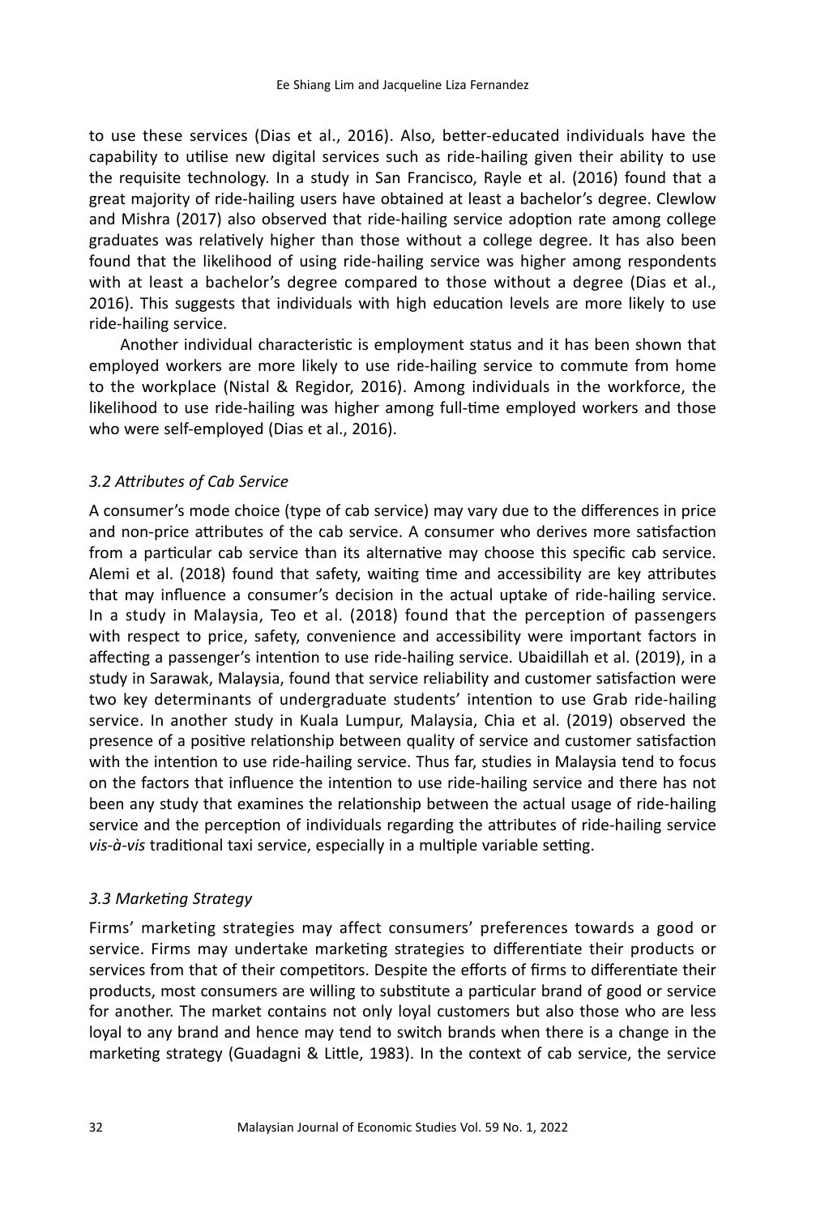to use these services (Dias et al., 2016). Also, better-educated individuals have the capability to utilise new digital services such as ride-hailing given their ability to use the requisite technology. In a study in San Francisco, Rayle et al. (2016) found that a great majority of ride-hailing users have obtained at least a bachelor's degree. Clewlow and Mishra (2017) also observed that ride-hailing service adoption rate among college graduates was relatively higher than those without a college degree. It has also been found that the likelihood of using ride-hailing service was higher among respondents with at least a bachelor's degree compared to those without a degree (Dias et al., 2016). This suggests that individuals with high education levels are more likely to use ride-hailing service.

Another individual characteristic is employment status and it has been shown that employed workers are more likely to use ride-hailing service to commute from home to the workplace (Nistal & Regidor, 2016). Among individuals in the workforce, the likelihood to use ride-hailing was higher among full-time employed workers and those who were self-employed (Dias et al., 2016).

### *3.2 Attributes of Cab Service*

A consumer's mode choice (type of cab service) may vary due to the differences in price and non-price attributes of the cab service. A consumer who derives more satisfaction from a particular cab service than its alternative may choose this specific cab service. Alemi et al. (2018) found that safety, waiting time and accessibility are key attributes that may influence a consumer's decision in the actual uptake of ride-hailing service. In a study in Malaysia, Teo et al. (2018) found that the perception of passengers with respect to price, safety, convenience and accessibility were important factors in affecting a passenger's intention to use ride-hailing service. Ubaidillah et al. (2019), in a study in Sarawak, Malaysia, found that service reliability and customer satisfaction were two key determinants of undergraduate students' intention to use Grab ride-hailing service. In another study in Kuala Lumpur, Malaysia, Chia et al. (2019) observed the presence of a positive relationship between quality of service and customer satisfaction with the intention to use ride-hailing service. Thus far, studies in Malaysia tend to focus on the factors that influence the intention to use ride-hailing service and there has not been any study that examines the relationship between the actual usage of ride-hailing service and the perception of individuals regarding the attributes of ride-hailing service *vis-à-vis* traditional taxi service, especially in a multiple variable setting.

### *3.3 Marketing Strategy*

Firms' marketing strategies may affect consumers' preferences towards a good or service. Firms may undertake marketing strategies to differentiate their products or services from that of their competitors. Despite the efforts of firms to differentiate their products, most consumers are willing to substitute a particular brand of good or service for another. The market contains not only loyal customers but also those who are less loyal to any brand and hence may tend to switch brands when there is a change in the marketing strategy (Guadagni & Little, 1983). In the context of cab service, the service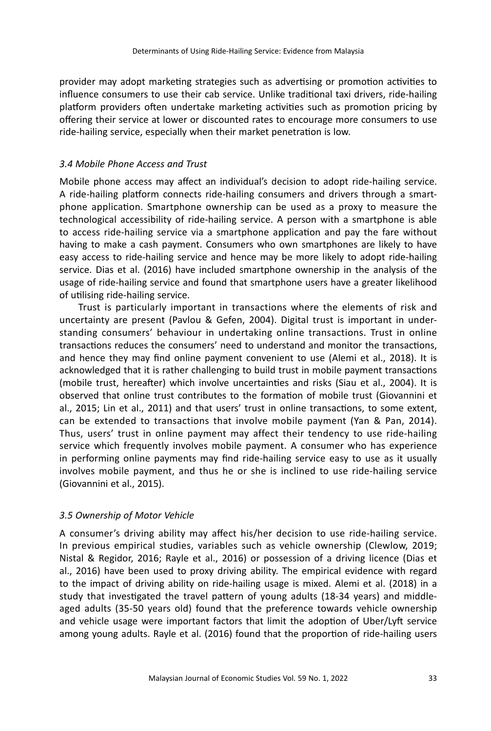provider may adopt marketing strategies such as advertising or promotion activities to influence consumers to use their cab service. Unlike traditional taxi drivers, ride-hailing platform providers often undertake marketing activities such as promotion pricing by offering their service at lower or discounted rates to encourage more consumers to use ride-hailing service, especially when their market penetration is low.

### *3.4 Mobile Phone Access and Trust*

Mobile phone access may affect an individual's decision to adopt ride-hailing service. A ride-hailing platform connects ride-hailing consumers and drivers through a smartphone application. Smartphone ownership can be used as a proxy to measure the technological accessibility of ride-hailing service. A person with a smartphone is able to access ride-hailing service via a smartphone application and pay the fare without having to make a cash payment. Consumers who own smartphones are likely to have easy access to ride-hailing service and hence may be more likely to adopt ride-hailing service. Dias et al. (2016) have included smartphone ownership in the analysis of the usage of ride-hailing service and found that smartphone users have a greater likelihood of utilising ride-hailing service.

Trust is particularly important in transactions where the elements of risk and uncertainty are present (Pavlou & Gefen, 2004). Digital trust is important in understanding consumers' behaviour in undertaking online transactions. Trust in online transactions reduces the consumers' need to understand and monitor the transactions, and hence they may find online payment convenient to use (Alemi et al., 2018). It is acknowledged that it is rather challenging to build trust in mobile payment transactions (mobile trust, hereafter) which involve uncertainties and risks (Siau et al., 2004). It is observed that online trust contributes to the formation of mobile trust (Giovannini et al., 2015; Lin et al., 2011) and that users' trust in online transactions, to some extent, can be extended to transactions that involve mobile payment (Yan & Pan, 2014). Thus, users' trust in online payment may affect their tendency to use ride-hailing service which frequently involves mobile payment. A consumer who has experience in performing online payments may find ride-hailing service easy to use as it usually involves mobile payment, and thus he or she is inclined to use ride-hailing service (Giovannini et al., 2015).

### *3.5 Ownership of Motor Vehicle*

A consumer's driving ability may affect his/her decision to use ride-hailing service. In previous empirical studies, variables such as vehicle ownership (Clewlow, 2019; Nistal & Regidor, 2016; Rayle et al., 2016) or possession of a driving licence (Dias et al., 2016) have been used to proxy driving ability. The empirical evidence with regard to the impact of driving ability on ride-hailing usage is mixed. Alemi et al. (2018) in a study that investigated the travel pattern of young adults (18-34 years) and middle-aged adults (35-50 years old) found that the preference towards vehicle ownership and vehicle usage were important factors that limit the adoption of Uber/Lyft service among young adults. Rayle et al. (2016) found that the proportion of ride-hailing users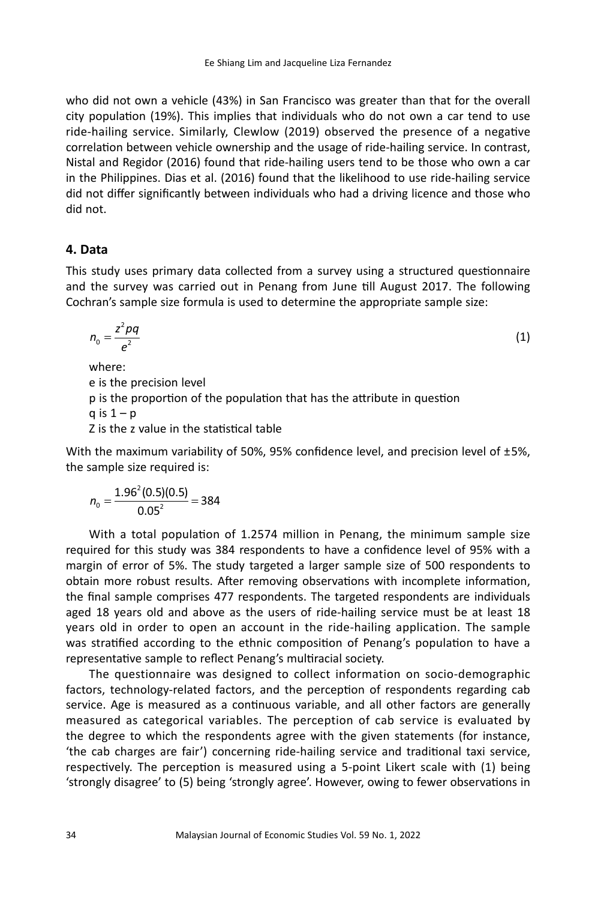who did not own a vehicle (43%) in San Francisco was greater than that for the overall city population (19%). This implies that individuals who do not own a car tend to use ride-hailing service. Similarly, Clewlow (2019) observed the presence of a negative correlation between vehicle ownership and the usage of ride-hailing service. In contrast, Nistal and Regidor (2016) found that ride-hailing users tend to be those who own a car in the Philippines. Dias et al. (2016) found that the likelihood to use ride-hailing service did not differ significantly between individuals who had a driving licence and those who did not.

## 4. Data

This study uses primary data collected from a survey using a structured questionnaire and the survey was carried out in Penang from June till August 2017. The following Cochran's sample size formula is used to determine the appropriate sample size:

$$n_0 = \frac{z^2 pq}{e^2} \tag{1}$$

where:
e is the precision level
p is the proportion of the population that has the attribute in question
q is 1 – p
Z is the z value in the statistical table

With the maximum variability of 50%, 95% confidence level, and precision level of ±5%, the sample size required is:

$$n_0 = \frac{1.96^2(0.5)(0.5)}{0.05^2} = 384$$

With a total population of 1.2574 million in Penang, the minimum sample size required for this study was 384 respondents to have a confidence level of 95% with a margin of error of 5%. The study targeted a larger sample size of 500 respondents to obtain more robust results. After removing observations with incomplete information, the final sample comprises 477 respondents. The targeted respondents are individuals aged 18 years old and above as the users of ride-hailing service must be at least 18 years old in order to open an account in the ride-hailing application. The sample was stratified according to the ethnic composition of Penang's population to have a representative sample to reflect Penang's multiracial society.

The questionnaire was designed to collect information on socio-demographic factors, technology-related factors, and the perception of respondents regarding cab service. Age is measured as a continuous variable, and all other factors are generally measured as categorical variables. The perception of cab service is evaluated by the degree to which the respondents agree with the given statements (for instance, 'the cab charges are fair') concerning ride-hailing service and traditional taxi service, respectively. The perception is measured using a 5-point Likert scale with (1) being 'strongly disagree' to (5) being 'strongly agree'. However, owing to fewer observations in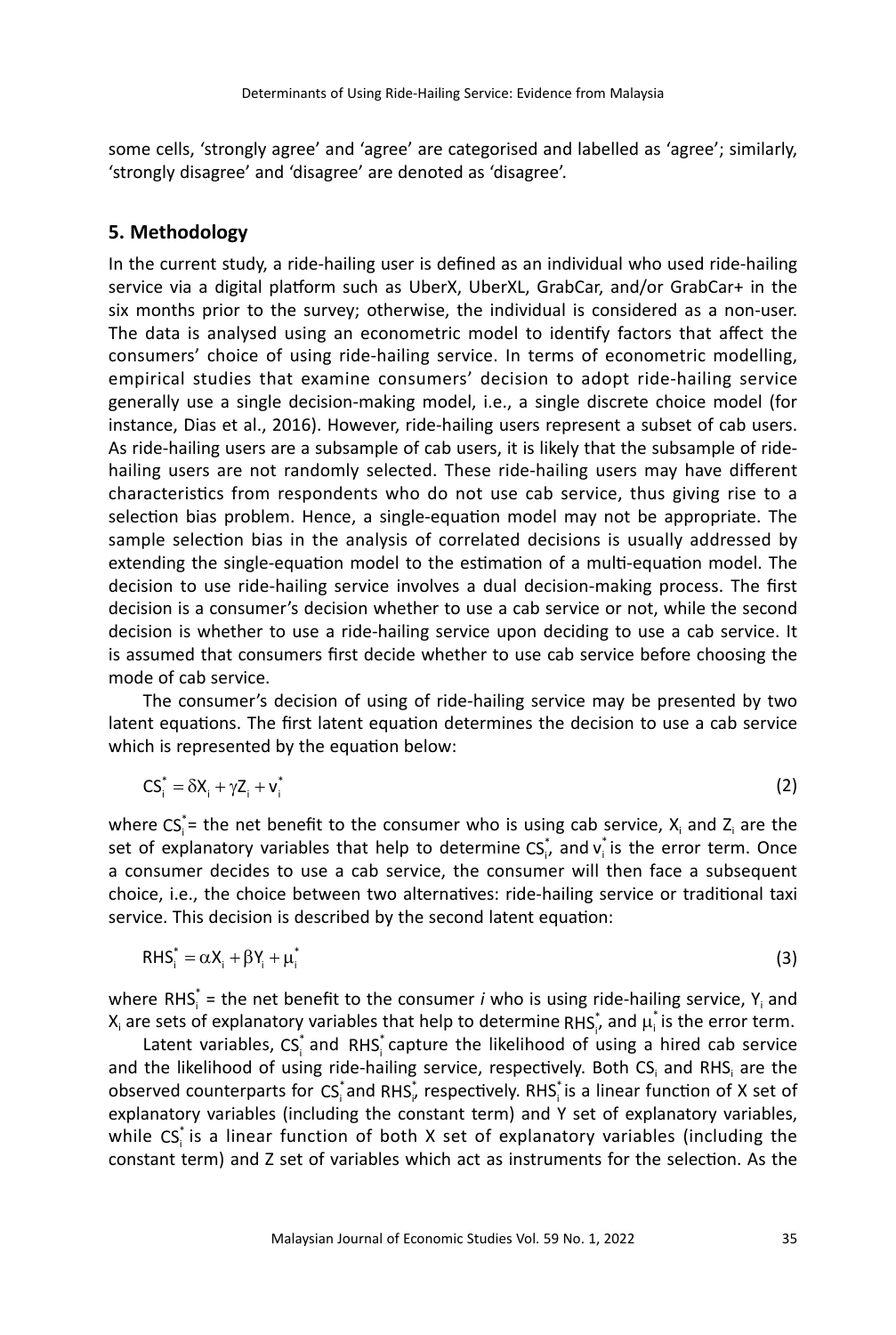some cells, 'strongly agree' and 'agree' are categorised and labelled as 'agree'; similarly, 'strongly disagree' and 'disagree' are denoted as 'disagree'.

## 5. Methodology

In the current study, a ride-hailing user is defined as an individual who used ride-hailing service via a digital platform such as UberX, UberXL, GrabCar, and/or GrabCar+ in the six months prior to the survey; otherwise, the individual is considered as a non-user. The data is analysed using an econometric model to identify factors that affect the consumers' choice of using ride-hailing service. In terms of econometric modelling, empirical studies that examine consumers' decision to adopt ride-hailing service generally use a single decision-making model, i.e., a single discrete choice model (for instance, Dias et al., 2016). However, ride-hailing users represent a subset of cab users. As ride-hailing users are a subsample of cab users, it is likely that the subsample of ride-hailing users are not randomly selected. These ride-hailing users may have different characteristics from respondents who do not use cab service, thus giving rise to a selection bias problem. Hence, a single-equation model may not be appropriate. The sample selection bias in the analysis of correlated decisions is usually addressed by extending the single-equation model to the estimation of a multi-equation model. The decision to use ride-hailing service involves a dual decision-making process. The first decision is a consumer's decision whether to use a cab service or not, while the second decision is whether to use a ride-hailing service upon deciding to use a cab service. It is assumed that consumers first decide whether to use cab service before choosing the mode of cab service.

The consumer's decision of using of ride-hailing service may be presented by two latent equations. The first latent equation determines the decision to use a cab service which is represented by the equation below:

$$CS_i^* = \delta X_i + \gamma Z_i + v_i^* \tag{2}$$

where $CS_i^*$= the net benefit to the consumer who is using cab service, $X_i$ and $Z_i$ are the set of explanatory variables that help to determine $CS_i^*$, and $v_i^*$ is the error term. Once a consumer decides to use a cab service, the consumer will then face a subsequent choice, i.e., the choice between two alternatives: ride-hailing service or traditional taxi service. This decision is described by the second latent equation:

$$RHS_i^* = \alpha X_i + \beta Y_i + \mu_i^* \tag{3}$$

where $RHS_i^*$ = the net benefit to the consumer *i* who is using ride-hailing service, $Y_i$ and $X_i$ are sets of explanatory variables that help to determine $RHS_i^*$, and $\mu_i^*$ is the error term.

Latent variables, $CS_i^*$ and $RHS_i^*$ capture the likelihood of using a hired cab service and the likelihood of using ride-hailing service, respectively. Both $CS_i$ and $RHS_i$ are the observed counterparts for $CS_i^*$ and $RHS_i^*$, respectively. $RHS_i^*$ is a linear function of X set of explanatory variables (including the constant term) and Y set of explanatory variables, while $CS_i^*$ is a linear function of both X set of explanatory variables (including the constant term) and Z set of variables which act as instruments for the selection. As the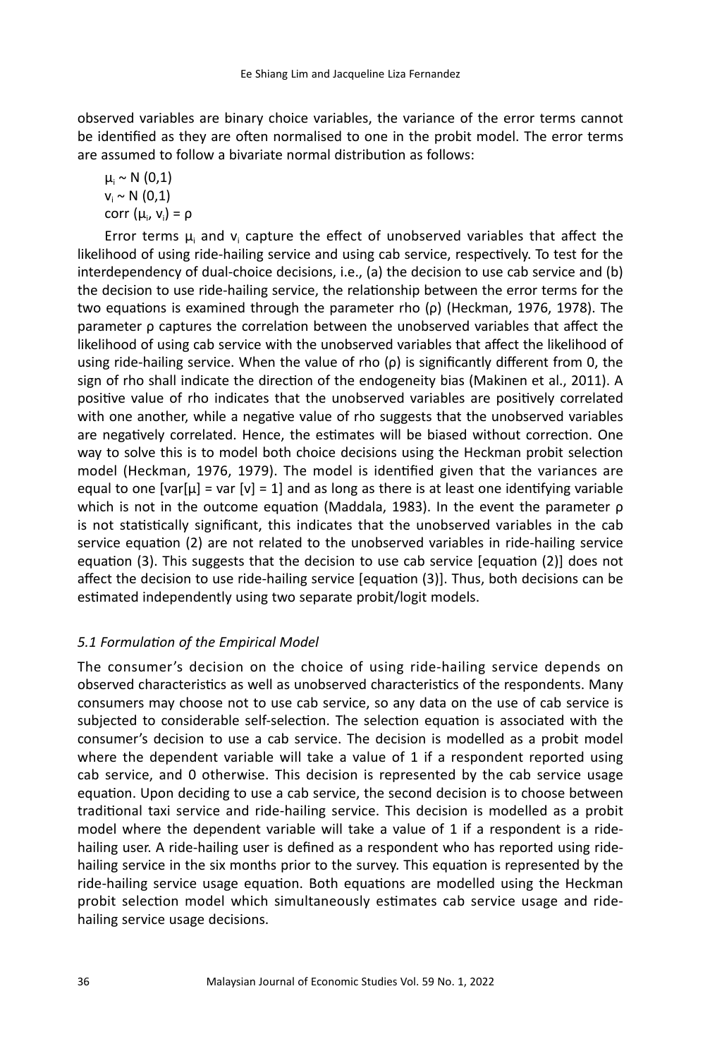observed variables are binary choice variables, the variance of the error terms cannot be identified as they are often normalised to one in the probit model. The error terms are assumed to follow a bivariate normal distribution as follows:

$\mu_i \sim N(0,1)$
$v_i \sim N(0,1)$
$\text{corr}(\mu_i, v_i) = \rho$

Error terms $\mu_i$ and $v_i$ capture the effect of unobserved variables that affect the likelihood of using ride-hailing service and using cab service, respectively. To test for the interdependency of dual-choice decisions, i.e., (a) the decision to use cab service and (b) the decision to use ride-hailing service, the relationship between the error terms for the two equations is examined through the parameter rho ($\rho$) (Heckman, 1976, 1978). The parameter $\rho$ captures the correlation between the unobserved variables that affect the likelihood of using cab service with the unobserved variables that affect the likelihood of using ride-hailing service. When the value of rho ($\rho$) is significantly different from 0, the sign of rho shall indicate the direction of the endogeneity bias (Makinen et al., 2011). A positive value of rho indicates that the unobserved variables are positively correlated with one another, while a negative value of rho suggests that the unobserved variables are negatively correlated. Hence, the estimates will be biased without correction. One way to solve this is to model both choice decisions using the Heckman probit selection model (Heckman, 1976, 1979). The model is identified given that the variances are equal to one [$\text{var}[\mu] = \text{var}[v] = 1$] and as long as there is at least one identifying variable which is not in the outcome equation (Maddala, 1983). In the event the parameter $\rho$ is not statistically significant, this indicates that the unobserved variables in the cab service equation (2) are not related to the unobserved variables in ride-hailing service equation (3). This suggests that the decision to use cab service [equation (2)] does not affect the decision to use ride-hailing service [equation (3)]. Thus, both decisions can be estimated independently using two separate probit/logit models.

### *5.1 Formulation of the Empirical Model*

The consumer's decision on the choice of using ride-hailing service depends on observed characteristics as well as unobserved characteristics of the respondents. Many consumers may choose not to use cab service, so any data on the use of cab service is subjected to considerable self-selection. The selection equation is associated with the consumer's decision to use a cab service. The decision is modelled as a probit model where the dependent variable will take a value of 1 if a respondent reported using cab service, and 0 otherwise. This decision is represented by the cab service usage equation. Upon deciding to use a cab service, the second decision is to choose between traditional taxi service and ride-hailing service. This decision is modelled as a probit model where the dependent variable will take a value of 1 if a respondent is a ride-hailing user. A ride-hailing user is defined as a respondent who has reported using ride-hailing service in the six months prior to the survey. This equation is represented by the ride-hailing service usage equation. Both equations are modelled using the Heckman probit selection model which simultaneously estimates cab service usage and ride-hailing service usage decisions.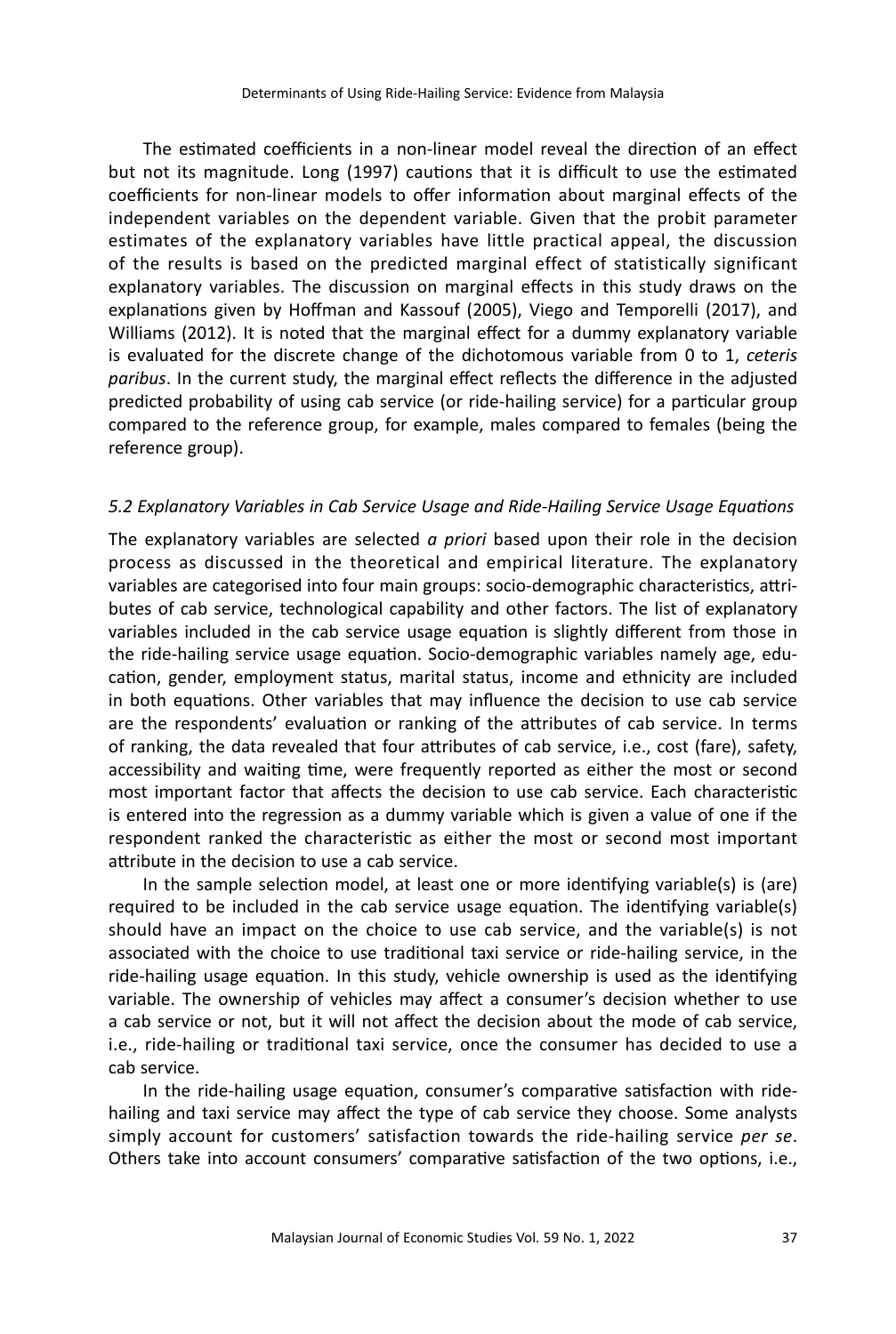The estimated coefficients in a non-linear model reveal the direction of an effect but not its magnitude. Long (1997) cautions that it is difficult to use the estimated coefficients for non-linear models to offer information about marginal effects of the independent variables on the dependent variable. Given that the probit parameter estimates of the explanatory variables have little practical appeal, the discussion of the results is based on the predicted marginal effect of statistically significant explanatory variables. The discussion on marginal effects in this study draws on the explanations given by Hoffman and Kassouf (2005), Viego and Temporelli (2017), and Williams (2012). It is noted that the marginal effect for a dummy explanatory variable is evaluated for the discrete change of the dichotomous variable from 0 to 1, *ceteris paribus*. In the current study, the marginal effect reflects the difference in the adjusted predicted probability of using cab service (or ride-hailing service) for a particular group compared to the reference group, for example, males compared to females (being the reference group).

### *5.2 Explanatory Variables in Cab Service Usage and Ride-Hailing Service Usage Equations*

The explanatory variables are selected *a priori* based upon their role in the decision process as discussed in the theoretical and empirical literature. The explanatory variables are categorised into four main groups: socio-demographic characteristics, attributes of cab service, technological capability and other factors. The list of explanatory variables included in the cab service usage equation is slightly different from those in the ride-hailing service usage equation. Socio-demographic variables namely age, education, gender, employment status, marital status, income and ethnicity are included in both equations. Other variables that may influence the decision to use cab service are the respondents' evaluation or ranking of the attributes of cab service. In terms of ranking, the data revealed that four attributes of cab service, i.e., cost (fare), safety, accessibility and waiting time, were frequently reported as either the most or second most important factor that affects the decision to use cab service. Each characteristic is entered into the regression as a dummy variable which is given a value of one if the respondent ranked the characteristic as either the most or second most important attribute in the decision to use a cab service.

In the sample selection model, at least one or more identifying variable(s) is (are) required to be included in the cab service usage equation. The identifying variable(s) should have an impact on the choice to use cab service, and the variable(s) is not associated with the choice to use traditional taxi service or ride-hailing service, in the ride-hailing usage equation. In this study, vehicle ownership is used as the identifying variable. The ownership of vehicles may affect a consumer's decision whether to use a cab service or not, but it will not affect the decision about the mode of cab service, i.e., ride-hailing or traditional taxi service, once the consumer has decided to use a cab service.

In the ride-hailing usage equation, consumer's comparative satisfaction with ride-hailing and taxi service may affect the type of cab service they choose. Some analysts simply account for customers' satisfaction towards the ride-hailing service *per se*. Others take into account consumers' comparative satisfaction of the two options, i.e.,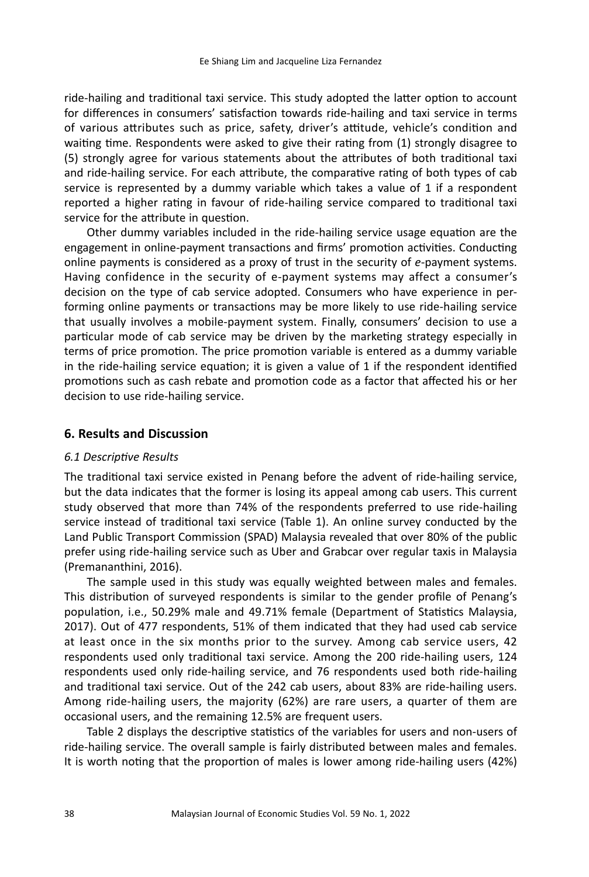ride-hailing and traditional taxi service. This study adopted the latter option to account for differences in consumers' satisfaction towards ride-hailing and taxi service in terms of various attributes such as price, safety, driver's attitude, vehicle's condition and waiting time. Respondents were asked to give their rating from (1) strongly disagree to (5) strongly agree for various statements about the attributes of both traditional taxi and ride-hailing service. For each attribute, the comparative rating of both types of cab service is represented by a dummy variable which takes a value of 1 if a respondent reported a higher rating in favour of ride-hailing service compared to traditional taxi service for the attribute in question.

Other dummy variables included in the ride-hailing service usage equation are the engagement in online-payment transactions and firms' promotion activities. Conducting online payments is considered as a proxy of trust in the security of *e*-payment systems. Having confidence in the security of e-payment systems may affect a consumer's decision on the type of cab service adopted. Consumers who have experience in performing online payments or transactions may be more likely to use ride-hailing service that usually involves a mobile-payment system. Finally, consumers' decision to use a particular mode of cab service may be driven by the marketing strategy especially in terms of price promotion. The price promotion variable is entered as a dummy variable in the ride-hailing service equation; it is given a value of 1 if the respondent identified promotions such as cash rebate and promotion code as a factor that affected his or her decision to use ride-hailing service.

## 6. Results and Discussion

### *6.1 Descriptive Results*

The traditional taxi service existed in Penang before the advent of ride-hailing service, but the data indicates that the former is losing its appeal among cab users. This current study observed that more than 74% of the respondents preferred to use ride-hailing service instead of traditional taxi service (Table 1). An online survey conducted by the Land Public Transport Commission (SPAD) Malaysia revealed that over 80% of the public prefer using ride-hailing service such as Uber and Grabcar over regular taxis in Malaysia (Premananthini, 2016).

The sample used in this study was equally weighted between males and females. This distribution of surveyed respondents is similar to the gender profile of Penang's population, i.e., 50.29% male and 49.71% female (Department of Statistics Malaysia, 2017). Out of 477 respondents, 51% of them indicated that they had used cab service at least once in the six months prior to the survey. Among cab service users, 42 respondents used only traditional taxi service. Among the 200 ride-hailing users, 124 respondents used only ride-hailing service, and 76 respondents used both ride-hailing and traditional taxi service. Out of the 242 cab users, about 83% are ride-hailing users. Among ride-hailing users, the majority (62%) are rare users, a quarter of them are occasional users, and the remaining 12.5% are frequent users.

Table 2 displays the descriptive statistics of the variables for users and non-users of ride-hailing service. The overall sample is fairly distributed between males and females. It is worth noting that the proportion of males is lower among ride-hailing users (42%)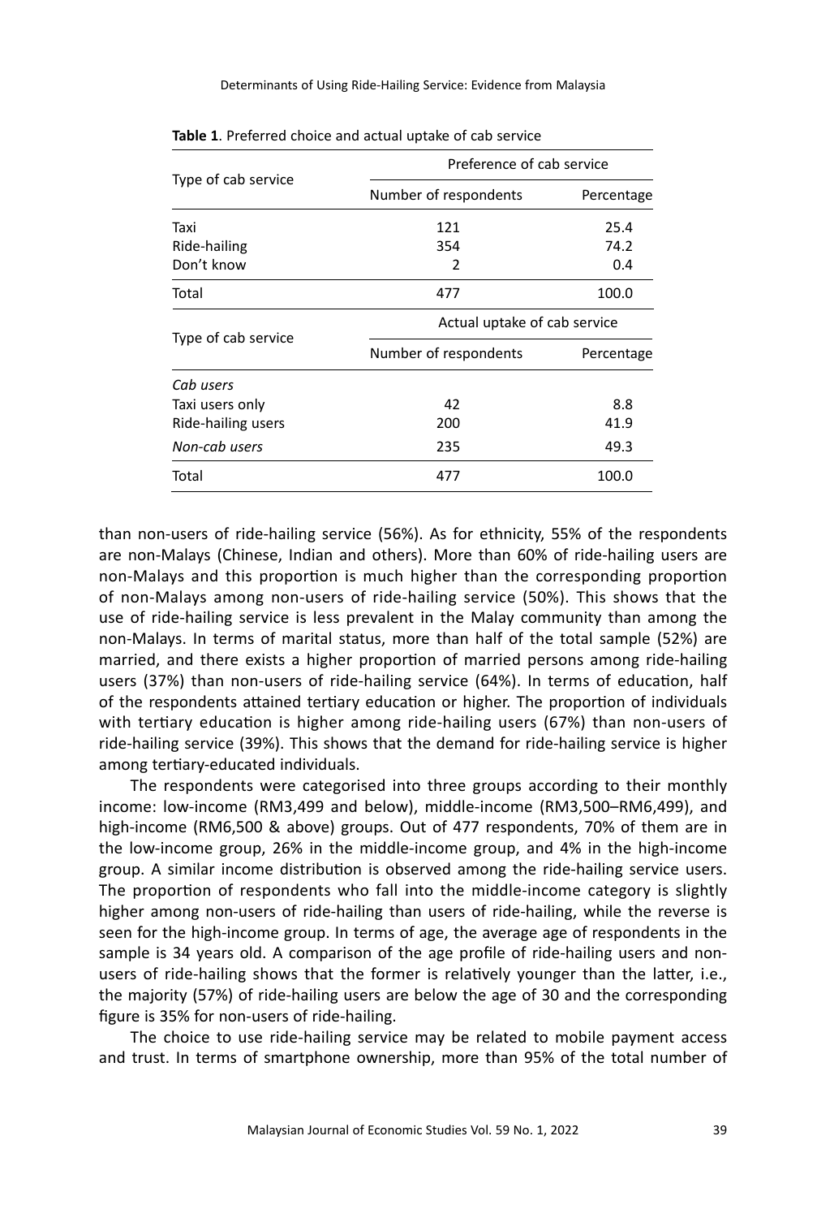**Table 1**. Preferred choice and actual uptake of cab service

| Type of cab service | Preference of cab service | |
|---|---|---|
| | Number of respondents | Percentage |
| Taxi | 121 | 25.4 |
| Ride-hailing | 354 | 74.2 |
| Don't know | 2 | 0.4 |
| Total | 477 | 100.0 |
| Type of cab service | Actual uptake of cab service | |
| | Number of respondents | Percentage |
| *Cab users* | | |
| Taxi users only | 42 | 8.8 |
| Ride-hailing users | 200 | 41.9 |
| *Non-cab users* | 235 | 49.3 |
| Total | 477 | 100.0 |

than non-users of ride-hailing service (56%). As for ethnicity, 55% of the respondents are non-Malays (Chinese, Indian and others). More than 60% of ride-hailing users are non-Malays and this proportion is much higher than the corresponding proportion of non-Malays among non-users of ride-hailing service (50%). This shows that the use of ride-hailing service is less prevalent in the Malay community than among the non-Malays. In terms of marital status, more than half of the total sample (52%) are married, and there exists a higher proportion of married persons among ride-hailing users (37%) than non-users of ride-hailing service (64%). In terms of education, half of the respondents attained tertiary education or higher. The proportion of individuals with tertiary education is higher among ride-hailing users (67%) than non-users of ride-hailing service (39%). This shows that the demand for ride-hailing service is higher among tertiary-educated individuals.

The respondents were categorised into three groups according to their monthly income: low-income (RM3,499 and below), middle-income (RM3,500–RM6,499), and high-income (RM6,500 & above) groups. Out of 477 respondents, 70% of them are in the low-income group, 26% in the middle-income group, and 4% in the high-income group. A similar income distribution is observed among the ride-hailing service users. The proportion of respondents who fall into the middle-income category is slightly higher among non-users of ride-hailing than users of ride-hailing, while the reverse is seen for the high-income group. In terms of age, the average age of respondents in the sample is 34 years old. A comparison of the age profile of ride-hailing users and non-users of ride-hailing shows that the former is relatively younger than the latter, i.e., the majority (57%) of ride-hailing users are below the age of 30 and the corresponding figure is 35% for non-users of ride-hailing.

The choice to use ride-hailing service may be related to mobile payment access and trust. In terms of smartphone ownership, more than 95% of the total number of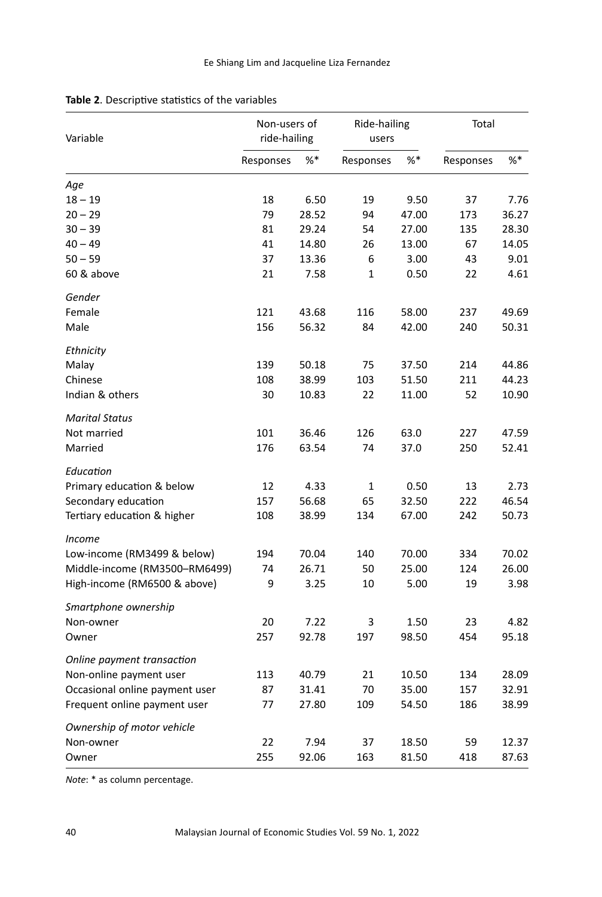**Table 2**. Descriptive statistics of the variables

| Variable | Non-users of ride-hailing | | Ride-hailing users | | Total | |
|---|---|---|---|---|---|---|
| | Responses | %* | Responses | %* | Responses | %* |
| *Age* | | | | | | |
| 18 – 19 | 18 | 6.50 | 19 | 9.50 | 37 | 7.76 |
| 20 – 29 | 79 | 28.52 | 94 | 47.00 | 173 | 36.27 |
| 30 – 39 | 81 | 29.24 | 54 | 27.00 | 135 | 28.30 |
| 40 – 49 | 41 | 14.80 | 26 | 13.00 | 67 | 14.05 |
| 50 – 59 | 37 | 13.36 | 6 | 3.00 | 43 | 9.01 |
| 60 & above | 21 | 7.58 | 1 | 0.50 | 22 | 4.61 |
| *Gender* | | | | | | |
| Female | 121 | 43.68 | 116 | 58.00 | 237 | 49.69 |
| Male | 156 | 56.32 | 84 | 42.00 | 240 | 50.31 |
| *Ethnicity* | | | | | | |
| Malay | 139 | 50.18 | 75 | 37.50 | 214 | 44.86 |
| Chinese | 108 | 38.99 | 103 | 51.50 | 211 | 44.23 |
| Indian & others | 30 | 10.83 | 22 | 11.00 | 52 | 10.90 |
| *Marital Status* | | | | | | |
| Not married | 101 | 36.46 | 126 | 63.0 | 227 | 47.59 |
| Married | 176 | 63.54 | 74 | 37.0 | 250 | 52.41 |
| *Education* | | | | | | |
| Primary education & below | 12 | 4.33 | 1 | 0.50 | 13 | 2.73 |
| Secondary education | 157 | 56.68 | 65 | 32.50 | 222 | 46.54 |
| Tertiary education & higher | 108 | 38.99 | 134 | 67.00 | 242 | 50.73 |
| *Income* | | | | | | |
| Low-income (RM3499 & below) | 194 | 70.04 | 140 | 70.00 | 334 | 70.02 |
| Middle-income (RM3500–RM6499) | 74 | 26.71 | 50 | 25.00 | 124 | 26.00 |
| High-income (RM6500 & above) | 9 | 3.25 | 10 | 5.00 | 19 | 3.98 |
| *Smartphone ownership* | | | | | | |
| Non-owner | 20 | 7.22 | 3 | 1.50 | 23 | 4.82 |
| Owner | 257 | 92.78 | 197 | 98.50 | 454 | 95.18 |
| *Online payment transaction* | | | | | | |
| Non-online payment user | 113 | 40.79 | 21 | 10.50 | 134 | 28.09 |
| Occasional online payment user | 87 | 31.41 | 70 | 35.00 | 157 | 32.91 |
| Frequent online payment user | 77 | 27.80 | 109 | 54.50 | 186 | 38.99 |
| *Ownership of motor vehicle* | | | | | | |
| Non-owner | 22 | 7.94 | 37 | 18.50 | 59 | 12.37 |
| Owner | 255 | 92.06 | 163 | 81.50 | 418 | 87.63 |

*Note*: * as column percentage.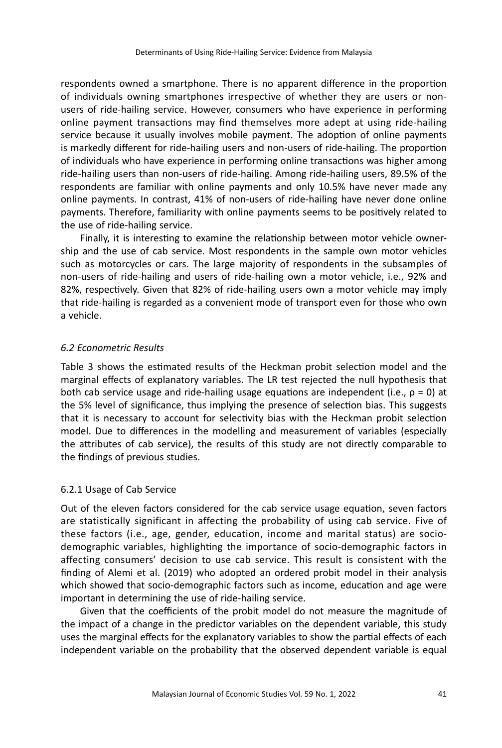respondents owned a smartphone. There is no apparent difference in the proportion of individuals owning smartphones irrespective of whether they are users or non-users of ride-hailing service. However, consumers who have experience in performing online payment transactions may find themselves more adept at using ride-hailing service because it usually involves mobile payment. The adoption of online payments is markedly different for ride-hailing users and non-users of ride-hailing. The proportion of individuals who have experience in performing online transactions was higher among ride-hailing users than non-users of ride-hailing. Among ride-hailing users, 89.5% of the respondents are familiar with online payments and only 10.5% have never made any online payments. In contrast, 41% of non-users of ride-hailing have never done online payments. Therefore, familiarity with online payments seems to be positively related to the use of ride-hailing service.

Finally, it is interesting to examine the relationship between motor vehicle ownership and the use of cab service. Most respondents in the sample own motor vehicles such as motorcycles or cars. The large majority of respondents in the subsamples of non-users of ride-hailing and users of ride-hailing own a motor vehicle, i.e., 92% and 82%, respectively. Given that 82% of ride-hailing users own a motor vehicle may imply that ride-hailing is regarded as a convenient mode of transport even for those who own a vehicle.

### *6.2 Econometric Results*

Table 3 shows the estimated results of the Heckman probit selection model and the marginal effects of explanatory variables. The LR test rejected the null hypothesis that both cab service usage and ride-hailing usage equations are independent (i.e., $\rho = 0$) at the 5% level of significance, thus implying the presence of selection bias. This suggests that it is necessary to account for selectivity bias with the Heckman probit selection model. Due to differences in the modelling and measurement of variables (especially the attributes of cab service), the results of this study are not directly comparable to the findings of previous studies.

#### 6.2.1 Usage of Cab Service

Out of the eleven factors considered for the cab service usage equation, seven factors are statistically significant in affecting the probability of using cab service. Five of these factors (i.e., age, gender, education, income and marital status) are socio-demographic variables, highlighting the importance of socio-demographic factors in affecting consumers' decision to use cab service. This result is consistent with the finding of Alemi et al. (2019) who adopted an ordered probit model in their analysis which showed that socio-demographic factors such as income, education and age were important in determining the use of ride-hailing service.

Given that the coefficients of the probit model do not measure the magnitude of the impact of a change in the predictor variables on the dependent variable, this study uses the marginal effects for the explanatory variables to show the partial effects of each independent variable on the probability that the observed dependent variable is equal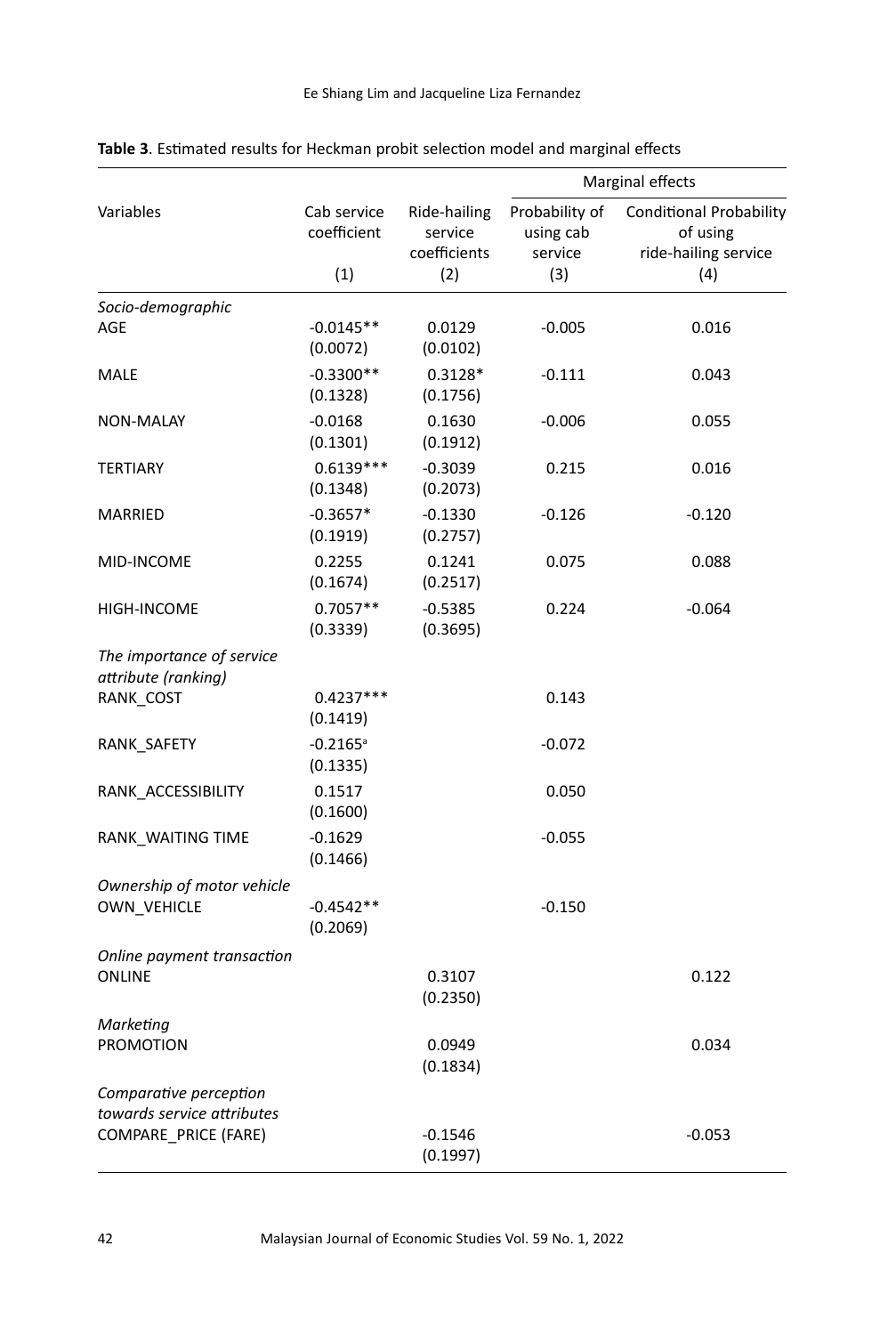**Table 3**. Estimated results for Heckman probit selection model and marginal effects

| Variables | Cab service coefficient | Ride-hailing service coefficients | Marginal effects | |
|---|---|---|---|---|
| | | | Probability of using cab service | Conditional Probability of using ride-hailing service |
| | (1) | (2) | (3) | (4) |
| *Socio-demographic* | | | | |
| AGE | -0.0145** (0.0072) | 0.0129 (0.0102) | -0.005 | 0.016 |
| MALE | -0.3300** (0.1328) | 0.3128* (0.1756) | -0.111 | 0.043 |
| NON-MALAY | -0.0168 (0.1301) | 0.1630 (0.1912) | -0.006 | 0.055 |
| TERTIARY | 0.6139*** (0.1348) | -0.3039 (0.2073) | 0.215 | 0.016 |
| MARRIED | -0.3657* (0.1919) | -0.1330 (0.2757) | -0.126 | -0.120 |
| MID-INCOME | 0.2255 (0.1674) | 0.1241 (0.2517) | 0.075 | 0.088 |
| HIGH-INCOME | 0.7057** (0.3339) | -0.5385 (0.3695) | 0.224 | -0.064 |
| *The importance of service attribute (ranking)* | | | | |
| RANK_COST | 0.4237*** (0.1419) | | 0.143 | |
| RANK_SAFETY | -0.2165[a] (0.1335) | | -0.072 | |
| RANK_ACCESSIBILITY | 0.1517 (0.1600) | | 0.050 | |
| RANK_WAITING TIME | -0.1629 (0.1466) | | -0.055 | |
| *Ownership of motor vehicle* | | | | |
| OWN_VEHICLE | -0.4542** (0.2069) | | -0.150 | |
| *Online payment transaction* | | | | |
| ONLINE | | 0.3107 (0.2350) | | 0.122 |
| *Marketing* | | | | |
| PROMOTION | | 0.0949 (0.1834) | | 0.034 |
| *Comparative perception towards service attributes* | | | | |
| COMPARE_PRICE (FARE) | | -0.1546 (0.1997) | | -0.053 |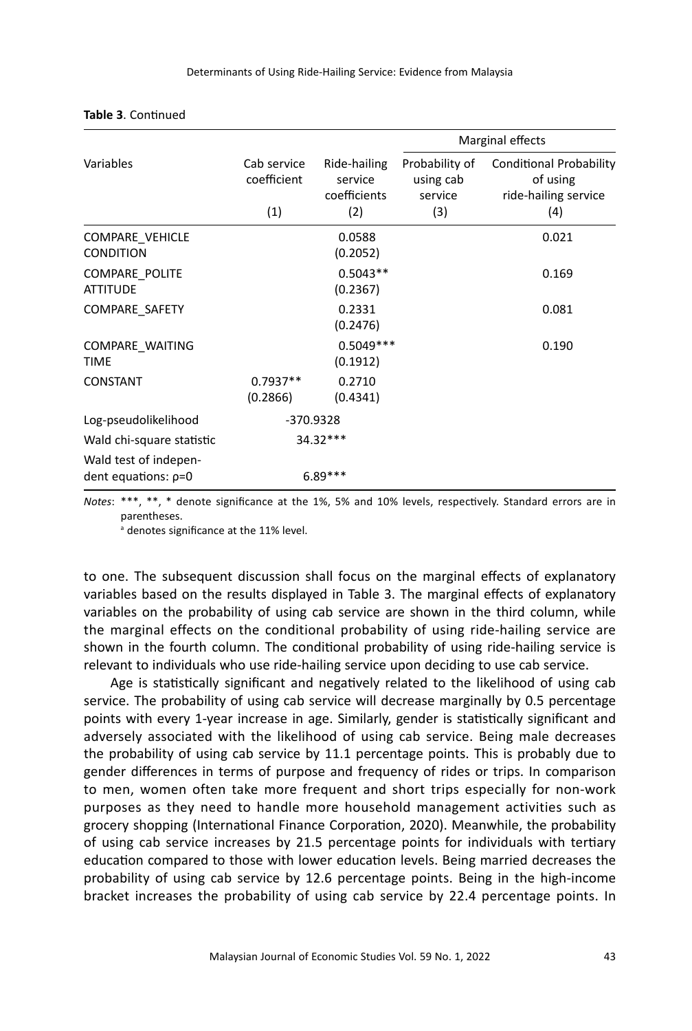**Table 3**. Continued

| Variables | Cab service coefficient<br>(1) | Ride-hailing service coefficients<br>(2) | Marginal effects<br>Probability of using cab service<br>(3) | Conditional Probability of using ride-hailing service<br>(4) |
|---|---|---|---|---|
| COMPARE_VEHICLE CONDITION | | 0.0588<br>(0.2052) | | 0.021 |
| COMPARE_POLITE ATTITUDE | | 0.5043**<br>(0.2367) | | 0.169 |
| COMPARE_SAFETY | | 0.2331<br>(0.2476) | | 0.081 |
| COMPARE_WAITING TIME | | 0.5049***<br>(0.1912) | | 0.190 |
| CONSTANT | 0.7937**<br>(0.2866) | 0.2710<br>(0.4341) | | |
| Log-pseudolikelihood | -370.9328 | | | |
| Wald chi-square statistic | 34.32*** | | | |
| Wald test of independent equations: ρ=0 | 6.89*** | | | |

*Notes*: ***, **, * denote significance at the 1%, 5% and 10% levels, respectively. Standard errors are in parentheses.
[a] denotes significance at the 11% level.

to one. The subsequent discussion shall focus on the marginal effects of explanatory variables based on the results displayed in Table 3. The marginal effects of explanatory variables on the probability of using cab service are shown in the third column, while the marginal effects on the conditional probability of using ride-hailing service are shown in the fourth column. The conditional probability of using ride-hailing service is relevant to individuals who use ride-hailing service upon deciding to use cab service.

Age is statistically significant and negatively related to the likelihood of using cab service. The probability of using cab service will decrease marginally by 0.5 percentage points with every 1-year increase in age. Similarly, gender is statistically significant and adversely associated with the likelihood of using cab service. Being male decreases the probability of using cab service by 11.1 percentage points. This is probably due to gender differences in terms of purpose and frequency of rides or trips. In comparison to men, women often take more frequent and short trips especially for non-work purposes as they need to handle more household management activities such as grocery shopping (International Finance Corporation, 2020). Meanwhile, the probability of using cab service increases by 21.5 percentage points for individuals with tertiary education compared to those with lower education levels. Being married decreases the probability of using cab service by 12.6 percentage points. Being in the high-income bracket increases the probability of using cab service by 22.4 percentage points. In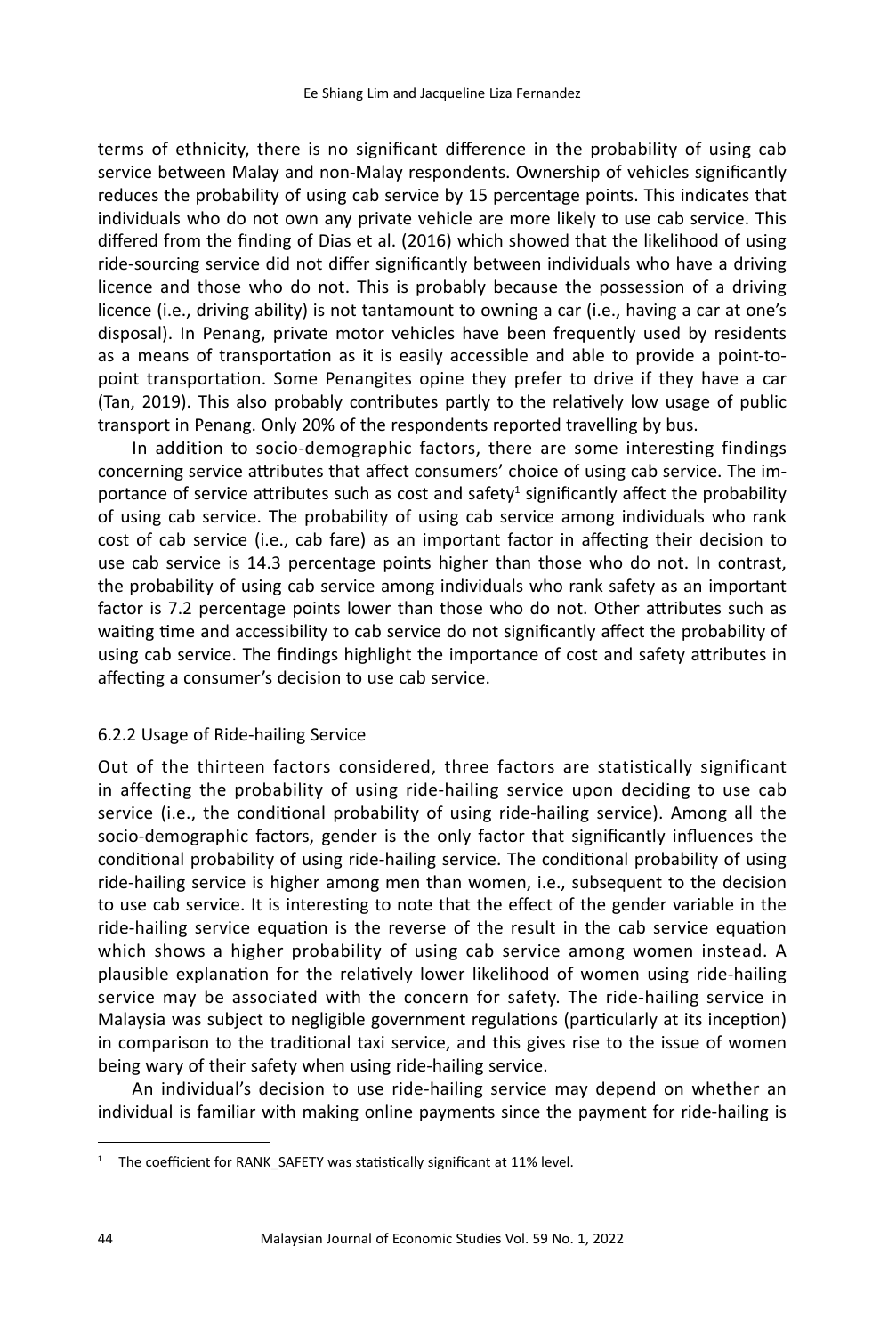terms of ethnicity, there is no significant difference in the probability of using cab service between Malay and non-Malay respondents. Ownership of vehicles significantly reduces the probability of using cab service by 15 percentage points. This indicates that individuals who do not own any private vehicle are more likely to use cab service. This differed from the finding of Dias et al. (2016) which showed that the likelihood of using ride-sourcing service did not differ significantly between individuals who have a driving licence and those who do not. This is probably because the possession of a driving licence (i.e., driving ability) is not tantamount to owning a car (i.e., having a car at one's disposal). In Penang, private motor vehicles have been frequently used by residents as a means of transportation as it is easily accessible and able to provide a point-to-point transportation. Some Penangites opine they prefer to drive if they have a car (Tan, 2019). This also probably contributes partly to the relatively low usage of public transport in Penang. Only 20% of the respondents reported travelling by bus.

In addition to socio-demographic factors, there are some interesting findings concerning service attributes that affect consumers' choice of using cab service. The importance of service attributes such as cost and safety[1] significantly affect the probability of using cab service. The probability of using cab service among individuals who rank cost of cab service (i.e., cab fare) as an important factor in affecting their decision to use cab service is 14.3 percentage points higher than those who do not. In contrast, the probability of using cab service among individuals who rank safety as an important factor is 7.2 percentage points lower than those who do not. Other attributes such as waiting time and accessibility to cab service do not significantly affect the probability of using cab service. The findings highlight the importance of cost and safety attributes in affecting a consumer's decision to use cab service.

### 6.2.2 Usage of Ride-hailing Service

Out of the thirteen factors considered, three factors are statistically significant in affecting the probability of using ride-hailing service upon deciding to use cab service (i.e., the conditional probability of using ride-hailing service). Among all the socio-demographic factors, gender is the only factor that significantly influences the conditional probability of using ride-hailing service. The conditional probability of using ride-hailing service is higher among men than women, i.e., subsequent to the decision to use cab service. It is interesting to note that the effect of the gender variable in the ride-hailing service equation is the reverse of the result in the cab service equation which shows a higher probability of using cab service among women instead. A plausible explanation for the relatively lower likelihood of women using ride-hailing service may be associated with the concern for safety. The ride-hailing service in Malaysia was subject to negligible government regulations (particularly at its inception) in comparison to the traditional taxi service, and this gives rise to the issue of women being wary of their safety when using ride-hailing service.

An individual's decision to use ride-hailing service may depend on whether an individual is familiar with making online payments since the payment for ride-hailing is

---

[1] The coefficient for RANK_SAFETY was statistically significant at 11% level.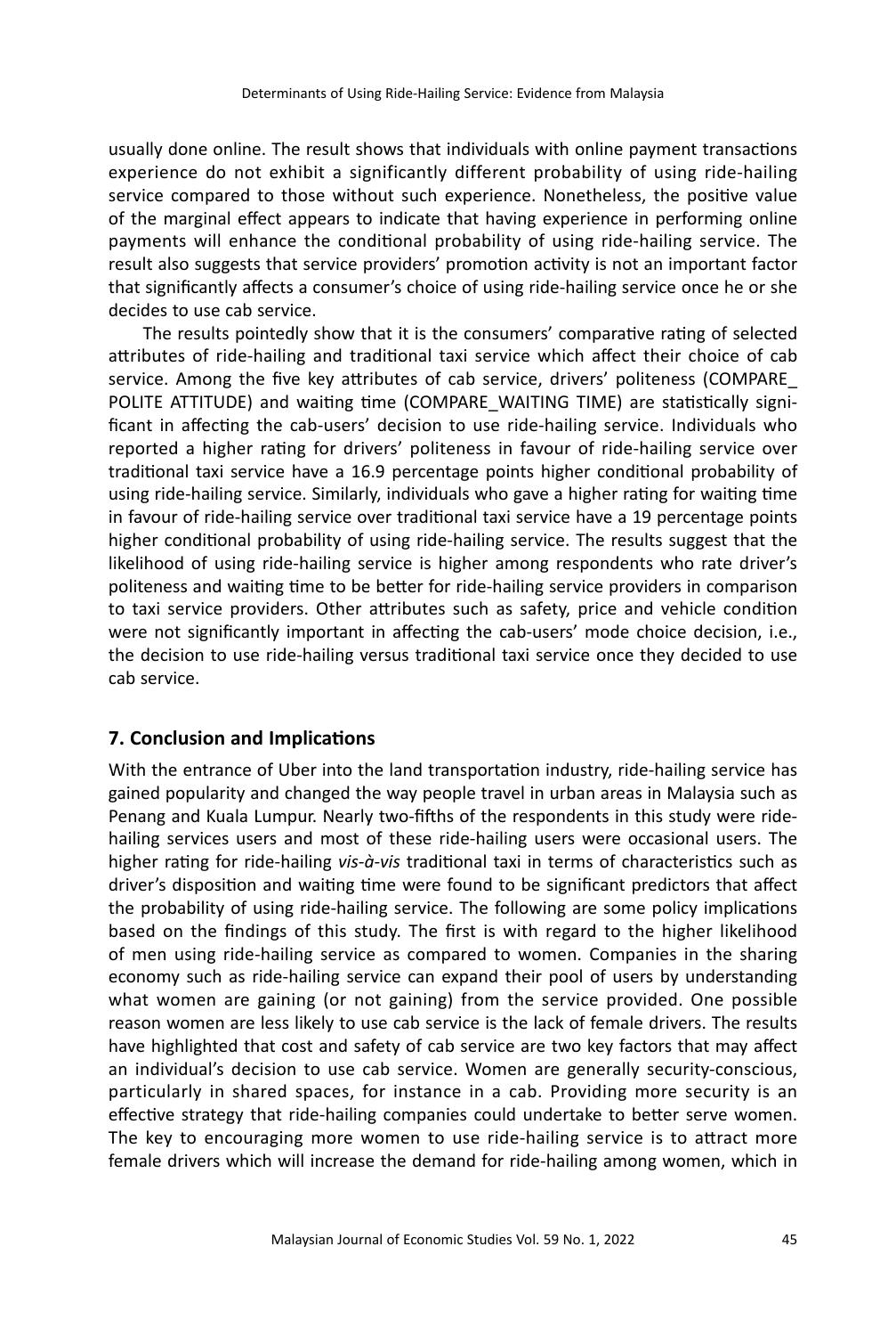usually done online. The result shows that individuals with online payment transactions experience do not exhibit a significantly different probability of using ride-hailing service compared to those without such experience. Nonetheless, the positive value of the marginal effect appears to indicate that having experience in performing online payments will enhance the conditional probability of using ride-hailing service. The result also suggests that service providers' promotion activity is not an important factor that significantly affects a consumer's choice of using ride-hailing service once he or she decides to use cab service.

The results pointedly show that it is the consumers' comparative rating of selected attributes of ride-hailing and traditional taxi service which affect their choice of cab service. Among the five key attributes of cab service, drivers' politeness (COMPARE_POLITE ATTITUDE) and waiting time (COMPARE_WAITING TIME) are statistically significant in affecting the cab-users' decision to use ride-hailing service. Individuals who reported a higher rating for drivers' politeness in favour of ride-hailing service over traditional taxi service have a 16.9 percentage points higher conditional probability of using ride-hailing service. Similarly, individuals who gave a higher rating for waiting time in favour of ride-hailing service over traditional taxi service have a 19 percentage points higher conditional probability of using ride-hailing service. The results suggest that the likelihood of using ride-hailing service is higher among respondents who rate driver's politeness and waiting time to be better for ride-hailing service providers in comparison to taxi service providers. Other attributes such as safety, price and vehicle condition were not significantly important in affecting the cab-users' mode choice decision, i.e., the decision to use ride-hailing versus traditional taxi service once they decided to use cab service.

## 7. Conclusion and Implications

With the entrance of Uber into the land transportation industry, ride-hailing service has gained popularity and changed the way people travel in urban areas in Malaysia such as Penang and Kuala Lumpur. Nearly two-fifths of the respondents in this study were ride-hailing services users and most of these ride-hailing users were occasional users. The higher rating for ride-hailing *vis-à-vis* traditional taxi in terms of characteristics such as driver's disposition and waiting time were found to be significant predictors that affect the probability of using ride-hailing service. The following are some policy implications based on the findings of this study. The first is with regard to the higher likelihood of men using ride-hailing service as compared to women. Companies in the sharing economy such as ride-hailing service can expand their pool of users by understanding what women are gaining (or not gaining) from the service provided. One possible reason women are less likely to use cab service is the lack of female drivers. The results have highlighted that cost and safety of cab service are two key factors that may affect an individual's decision to use cab service. Women are generally security-conscious, particularly in shared spaces, for instance in a cab. Providing more security is an effective strategy that ride-hailing companies could undertake to better serve women. The key to encouraging more women to use ride-hailing service is to attract more female drivers which will increase the demand for ride-hailing among women, which in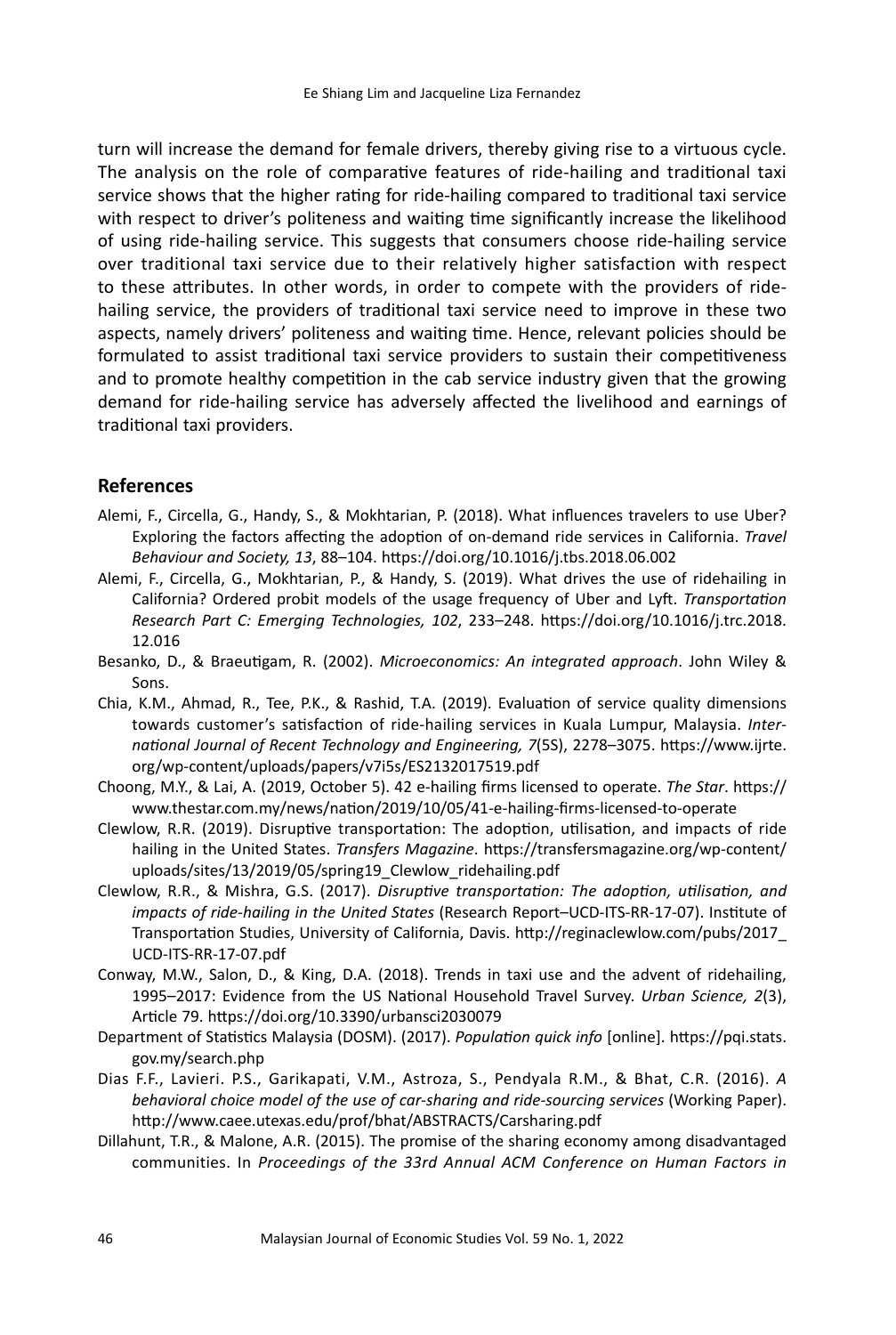turn will increase the demand for female drivers, thereby giving rise to a virtuous cycle. The analysis on the role of comparative features of ride-hailing and traditional taxi service shows that the higher rating for ride-hailing compared to traditional taxi service with respect to driver's politeness and waiting time significantly increase the likelihood of using ride-hailing service. This suggests that consumers choose ride-hailing service over traditional taxi service due to their relatively higher satisfaction with respect to these attributes. In other words, in order to compete with the providers of ride-hailing service, the providers of traditional taxi service need to improve in these two aspects, namely drivers' politeness and waiting time. Hence, relevant policies should be formulated to assist traditional taxi service providers to sustain their competitiveness and to promote healthy competition in the cab service industry given that the growing demand for ride-hailing service has adversely affected the livelihood and earnings of traditional taxi providers.

## References

Alemi, F., Circella, G., Handy, S., & Mokhtarian, P. (2018). What influences travelers to use Uber? Exploring the factors affecting the adoption of on-demand ride services in California. *Travel Behaviour and Society, 13*, 88–104. https://doi.org/10.1016/j.tbs.2018.06.002

Alemi, F., Circella, G., Mokhtarian, P., & Handy, S. (2019). What drives the use of ridehailing in California? Ordered probit models of the usage frequency of Uber and Lyft. *Transportation Research Part C: Emerging Technologies, 102*, 233–248. https://doi.org/10.1016/j.trc.2018.12.016

Besanko, D., & Braeutigam, R. (2002). *Microeconomics: An integrated approach*. John Wiley & Sons.

Chia, K.M., Ahmad, R., Tee, P.K., & Rashid, T.A. (2019). Evaluation of service quality dimensions towards customer's satisfaction of ride-hailing services in Kuala Lumpur, Malaysia. *International Journal of Recent Technology and Engineering, 7*(5S), 2278–3075. https://www.ijrte.org/wp-content/uploads/papers/v7i5s/ES2132017519.pdf

Choong, M.Y., & Lai, A. (2019, October 5). 42 e-hailing firms licensed to operate. *The Star*. https://www.thestar.com.my/news/nation/2019/10/05/41-e-hailing-firms-licensed-to-operate

Clewlow, R.R. (2019). Disruptive transportation: The adoption, utilisation, and impacts of ride hailing in the United States. *Transfers Magazine*. https://transfersmagazine.org/wp-content/uploads/sites/13/2019/05/spring19_Clewlow_ridehailing.pdf

Clewlow, R.R., & Mishra, G.S. (2017). *Disruptive transportation: The adoption, utilisation, and impacts of ride-hailing in the United States* (Research Report–UCD-ITS-RR-17-07). Institute of Transportation Studies, University of California, Davis. http://reginaclewlow.com/pubs/2017_UCD-ITS-RR-17-07.pdf

Conway, M.W., Salon, D., & King, D.A. (2018). Trends in taxi use and the advent of ridehailing, 1995–2017: Evidence from the US National Household Travel Survey. *Urban Science, 2*(3), Article 79. https://doi.org/10.3390/urbansci2030079

Department of Statistics Malaysia (DOSM). (2017). *Population quick info* [online]. https://pqi.stats.gov.my/search.php

Dias F.F., Lavieri. P.S., Garikapati, V.M., Astroza, S., Pendyala R.M., & Bhat, C.R. (2016). *A behavioral choice model of the use of car-sharing and ride-sourcing services* (Working Paper). http://www.caee.utexas.edu/prof/bhat/ABSTRACTS/Carsharing.pdf

Dillahunt, T.R., & Malone, A.R. (2015). The promise of the sharing economy among disadvantaged communities. In *Proceedings of the 33rd Annual ACM Conference on Human Factors in*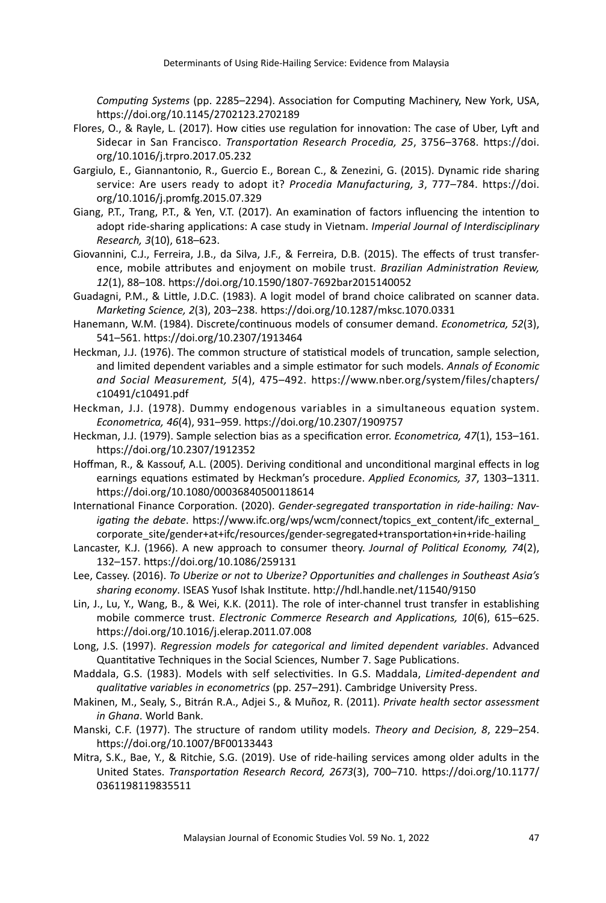*Computing Systems* (pp. 2285–2294). Association for Computing Machinery, New York, USA, https://doi.org/10.1145/2702123.2702189

Flores, O., & Rayle, L. (2017). How cities use regulation for innovation: The case of Uber, Lyft and Sidecar in San Francisco. *Transportation Research Procedia, 25*, 3756–3768. https://doi.org/10.1016/j.trpro.2017.05.232

Gargiulo, E., Giannantonio, R., Guercio E., Borean C., & Zenezini, G. (2015). Dynamic ride sharing service: Are users ready to adopt it? *Procedia Manufacturing, 3*, 777–784. https://doi.org/10.1016/j.promfg.2015.07.329

Giang, P.T., Trang, P.T., & Yen, V.T. (2017). An examination of factors influencing the intention to adopt ride-sharing applications: A case study in Vietnam. *Imperial Journal of Interdisciplinary Research, 3*(10), 618–623.

Giovannini, C.J., Ferreira, J.B., da Silva, J.F., & Ferreira, D.B. (2015). The effects of trust transference, mobile attributes and enjoyment on mobile trust. *Brazilian Administration Review, 12*(1), 88–108. https://doi.org/10.1590/1807-7692bar2015140052

Guadagni, P.M., & Little, J.D.C. (1983). A logit model of brand choice calibrated on scanner data. *Marketing Science, 2*(3), 203–238. https://doi.org/10.1287/mksc.1070.0331

Hanemann, W.M. (1984). Discrete/continuous models of consumer demand. *Econometrica, 52*(3), 541–561. https://doi.org/10.2307/1913464

Heckman, J.J. (1976). The common structure of statistical models of truncation, sample selection, and limited dependent variables and a simple estimator for such models. *Annals of Economic and Social Measurement, 5*(4), 475–492. https://www.nber.org/system/files/chapters/c10491/c10491.pdf

Heckman, J.J. (1978). Dummy endogenous variables in a simultaneous equation system. *Econometrica, 46*(4), 931–959. https://doi.org/10.2307/1909757

Heckman, J.J. (1979). Sample selection bias as a specification error. *Econometrica, 47*(1), 153–161. https://doi.org/10.2307/1912352

Hoffman, R., & Kassouf, A.L. (2005). Deriving conditional and unconditional marginal effects in log earnings equations estimated by Heckman's procedure. *Applied Economics, 37*, 1303–1311. https://doi.org/10.1080/00036840500118614

International Finance Corporation. (2020). *Gender-segregated transportation in ride-hailing: Navigating the debate*. https://www.ifc.org/wps/wcm/connect/topics_ext_content/ifc_external_corporate_site/gender+at+ifc/resources/gender-segregated+transportation+in+ride-hailing

Lancaster, K.J. (1966). A new approach to consumer theory. *Journal of Political Economy, 74*(2), 132–157. https://doi.org/10.1086/259131

Lee, Cassey. (2016). *To Uberize or not to Uberize? Opportunities and challenges in Southeast Asia's sharing economy*. ISEAS Yusof Ishak Institute. http://hdl.handle.net/11540/9150

Lin, J., Lu, Y., Wang, B., & Wei, K.K. (2011). The role of inter-channel trust transfer in establishing mobile commerce trust. *Electronic Commerce Research and Applications, 10*(6), 615–625. https://doi.org/10.1016/j.elerap.2011.07.008

Long, J.S. (1997). *Regression models for categorical and limited dependent variables*. Advanced Quantitative Techniques in the Social Sciences, Number 7. Sage Publications.

Maddala, G.S. (1983). Models with self selectivities. In G.S. Maddala, *Limited-dependent and qualitative variables in econometrics* (pp. 257–291). Cambridge University Press.

Makinen, M., Sealy, S., Bitrán R.A., Adjei S., & Muñoz, R. (2011). *Private health sector assessment in Ghana*. World Bank.

Manski, C.F. (1977). The structure of random utility models. *Theory and Decision, 8*, 229–254. https://doi.org/10.1007/BF00133443

Mitra, S.K., Bae, Y., & Ritchie, S.G. (2019). Use of ride-hailing services among older adults in the United States. *Transportation Research Record, 2673*(3), 700–710. https://doi.org/10.1177/0361198119835511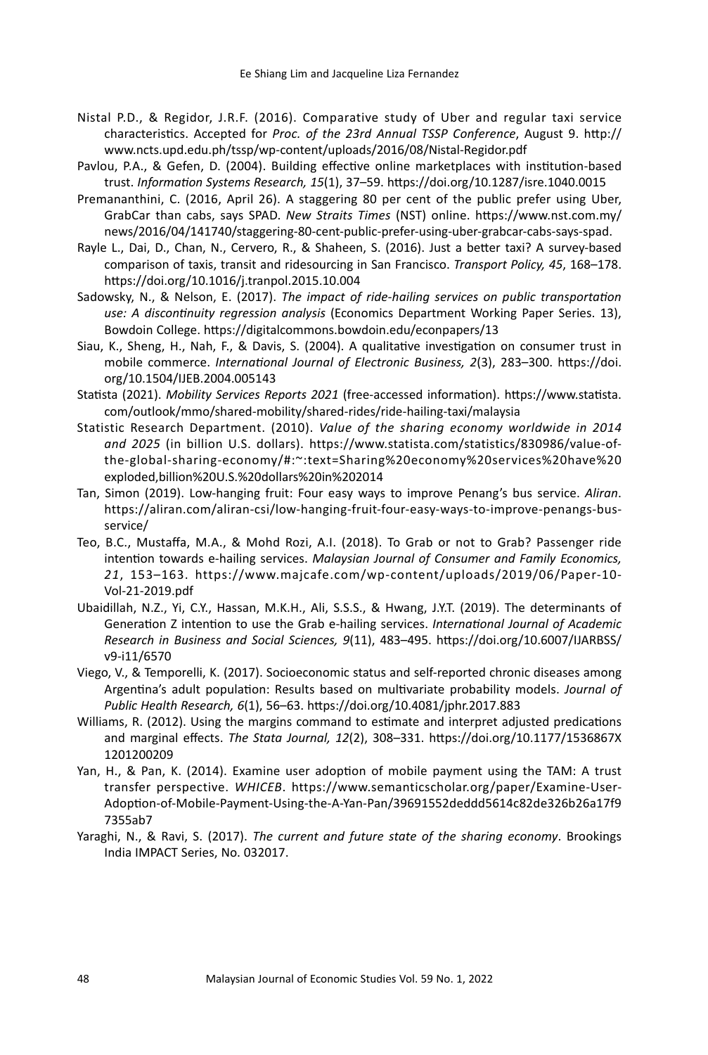Nistal P.D., & Regidor, J.R.F. (2016). Comparative study of Uber and regular taxi service characteristics. Accepted for *Proc. of the 23rd Annual TSSP Conference*, August 9. http://www.ncts.upd.edu.ph/tssp/wp-content/uploads/2016/08/Nistal-Regidor.pdf

Pavlou, P.A., & Gefen, D. (2004). Building effective online marketplaces with institution-based trust. *Information Systems Research, 15*(1), 37–59. https://doi.org/10.1287/isre.1040.0015

Premananthini, C. (2016, April 26). A staggering 80 per cent of the public prefer using Uber, GrabCar than cabs, says SPAD. *New Straits Times* (NST) online. https://www.nst.com.my/news/2016/04/141740/staggering-80-cent-public-prefer-using-uber-grabcar-cabs-says-spad.

Rayle L., Dai, D., Chan, N., Cervero, R., & Shaheen, S. (2016). Just a better taxi? A survey-based comparison of taxis, transit and ridesourcing in San Francisco. *Transport Policy, 45*, 168–178. https://doi.org/10.1016/j.tranpol.2015.10.004

Sadowsky, N., & Nelson, E. (2017). *The impact of ride-hailing services on public transportation use: A discontinuity regression analysis* (Economics Department Working Paper Series. 13), Bowdoin College. https://digitalcommons.bowdoin.edu/econpapers/13

Siau, K., Sheng, H., Nah, F., & Davis, S. (2004). A qualitative investigation on consumer trust in mobile commerce. *International Journal of Electronic Business, 2*(3), 283–300. https://doi.org/10.1504/IJEB.2004.005143

Statista (2021). *Mobility Services Reports 2021* (free-accessed information). https://www.statista.com/outlook/mmo/shared-mobility/shared-rides/ride-hailing-taxi/malaysia

Statistic Research Department. (2010). *Value of the sharing economy worldwide in 2014 and 2025* (in billion U.S. dollars). https://www.statista.com/statistics/830986/value-of-the-global-sharing-economy/#:~:text=Sharing%20economy%20services%20have%20exploded,billion%20U.S.%20dollars%20in%202014

Tan, Simon (2019). Low-hanging fruit: Four easy ways to improve Penang's bus service. *Aliran*. https://aliran.com/aliran-csi/low-hanging-fruit-four-easy-ways-to-improve-penangs-bus-service/

Teo, B.C., Mustaffa, M.A., & Mohd Rozi, A.I. (2018). To Grab or not to Grab? Passenger ride intention towards e-hailing services. *Malaysian Journal of Consumer and Family Economics, 21*, 153–163. https://www.majcafe.com/wp-content/uploads/2019/06/Paper-10-Vol-21-2019.pdf

Ubaidillah, N.Z., Yi, C.Y., Hassan, M.K.H., Ali, S.S.S., & Hwang, J.Y.T. (2019). The determinants of Generation Z intention to use the Grab e-hailing services. *International Journal of Academic Research in Business and Social Sciences, 9*(11), 483–495. https://doi.org/10.6007/IJARBSS/v9-i11/6570

Viego, V., & Temporelli, K. (2017). Socioeconomic status and self-reported chronic diseases among Argentina's adult population: Results based on multivariate probability models. *Journal of Public Health Research, 6*(1), 56–63. https://doi.org/10.4081/jphr.2017.883

Williams, R. (2012). Using the margins command to estimate and interpret adjusted predications and marginal effects. *The Stata Journal, 12*(2), 308–331. https://doi.org/10.1177/1536867X1201200209

Yan, H., & Pan, K. (2014). Examine user adoption of mobile payment using the TAM: A trust transfer perspective. *WHICEB*. https://www.semanticscholar.org/paper/Examine-User-Adoption-of-Mobile-Payment-Using-the-A-Yan-Pan/39691552deddd5614c82de326b26a17f97355ab7

Yaraghi, N., & Ravi, S. (2017). *The current and future state of the sharing economy*. Brookings India IMPACT Series, No. 032017.